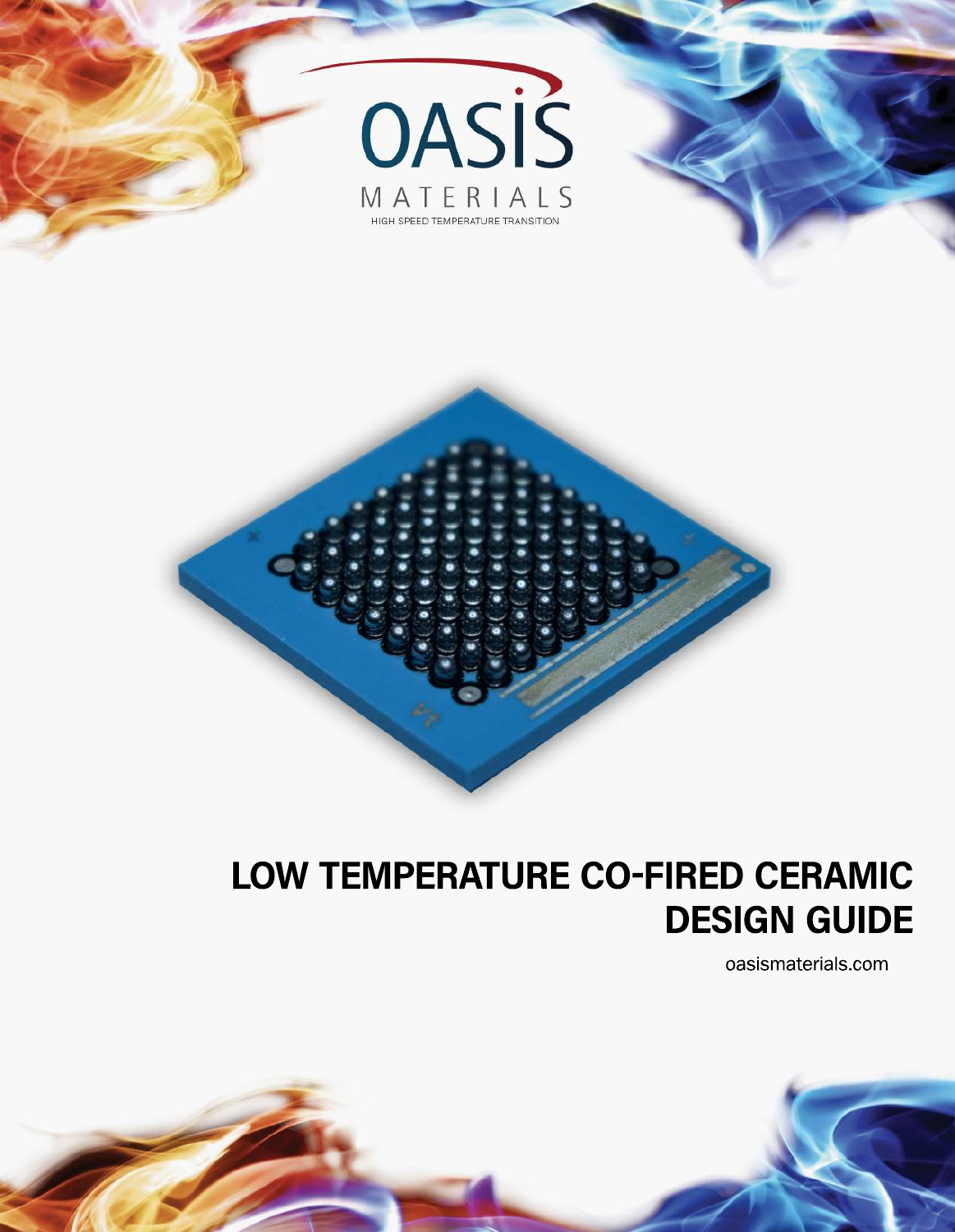OASIS

MATERIALS

HIGH SPEED TEMPERATURE TRANSITION

# LOW TEMPERATURE CO-FIRED CERAMIC DESIGN GUIDE

oasismaterials.com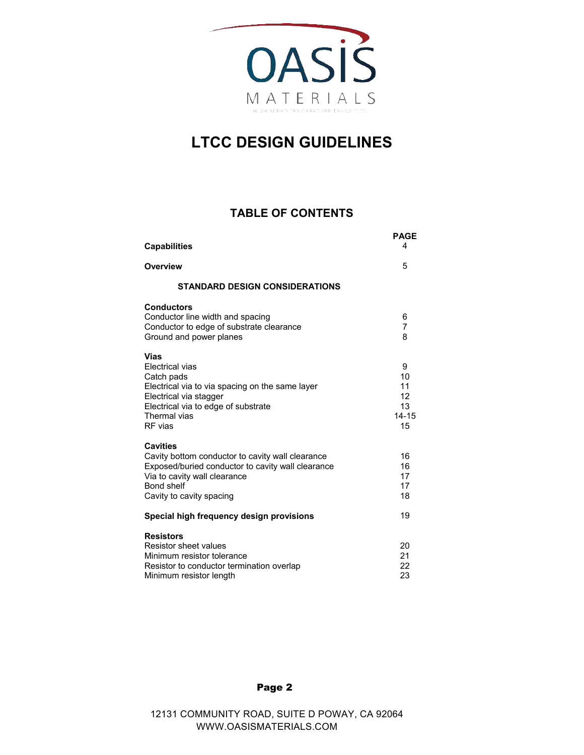OASIS MATERIALS

HIGH SPEED TEMPERATURE TRANSITION

# LTCC DESIGN GUIDELINES

## TABLE OF CONTENTS

| | PAGE |
|---|---|
| **Capabilities** | 4 |
| **Overview** | 5 |
| **STANDARD DESIGN CONSIDERATIONS** | |
| **Conductors** | |
| Conductor line width and spacing | 6 |
| Conductor to edge of substrate clearance | 7 |
| Ground and power planes | 8 |
| **Vias** | |
| Electrical vias | 9 |
| Catch pads | 10 |
| Electrical via to via spacing on the same layer | 11 |
| Electrical via stagger | 12 |
| Electrical via to edge of substrate | 13 |
| Thermal vias | 14-15 |
| RF vias | 15 |
| **Cavities** | |
| Cavity bottom conductor to cavity wall clearance | 16 |
| Exposed/buried conductor to cavity wall clearance | 16 |
| Via to cavity wall clearance | 17 |
| Bond shelf | 17 |
| Cavity to cavity spacing | 18 |
| **Special high frequency design provisions** | 19 |
| **Resistors** | |
| Resistor sheet values | 20 |
| Minimum resistor tolerance | 21 |
| Resistor to conductor termination overlap | 22 |
| Minimum resistor length | 23 |

12131 COMMUNITY ROAD, SUITE D POWAY, CA 92064
WWW.OASISMATERIALS.COM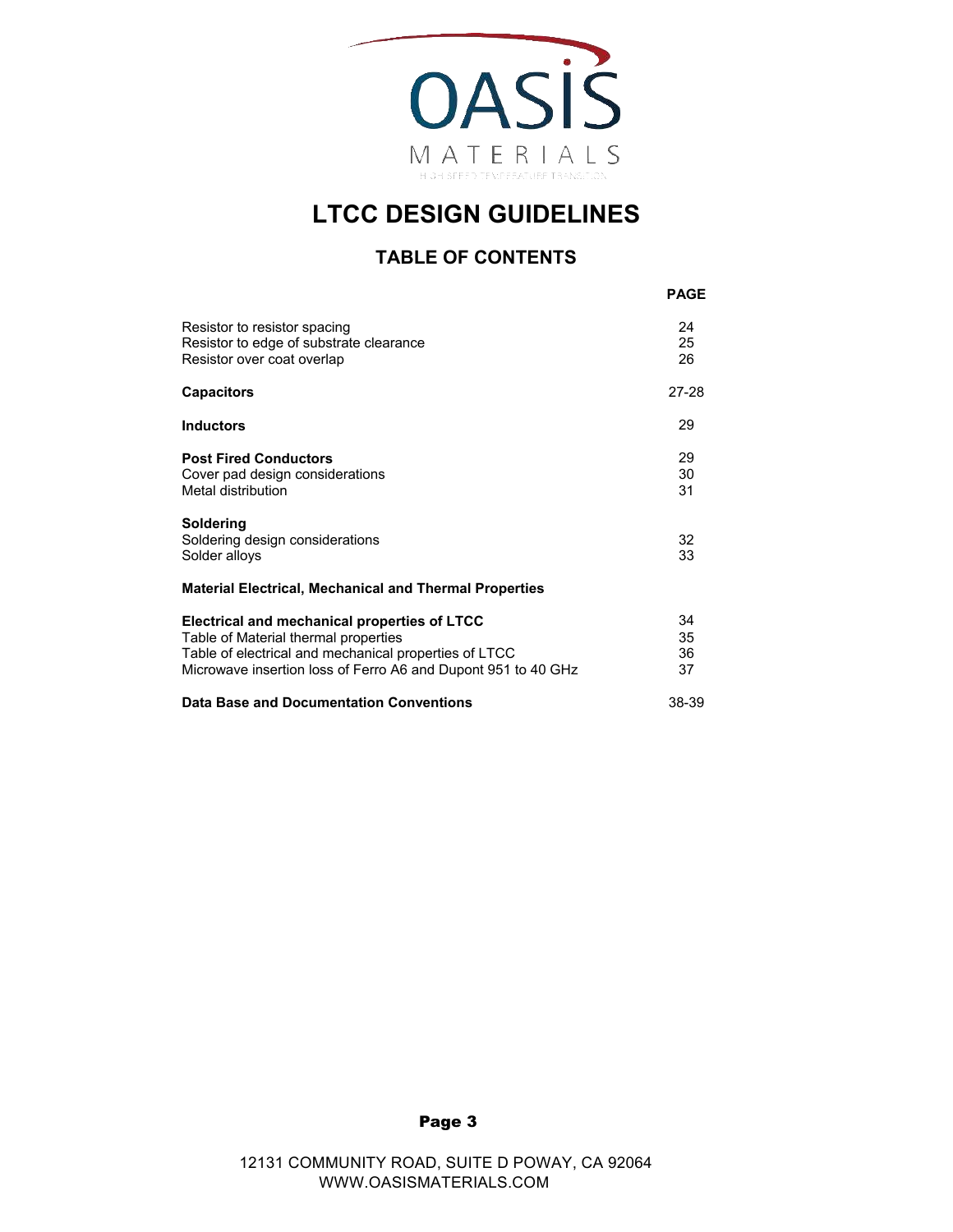# LTCC DESIGN GUIDELINES

## TABLE OF CONTENTS

| | PAGE |
|---|---|
| Resistor to resistor spacing | 24 |
| Resistor to edge of substrate clearance | 25 |
| Resistor over coat overlap | 26 |
| **Capacitors** | 27-28 |
| **Inductors** | 29 |
| **Post Fired Conductors** | 29 |
| Cover pad design considerations | 30 |
| Metal distribution | 31 |
| **Soldering** | |
| Soldering design considerations | 32 |
| Solder alloys | 33 |
| **Material Electrical, Mechanical and Thermal Properties** | |
| **Electrical and mechanical properties of LTCC** | 34 |
| Table of Material thermal properties | 35 |
| Table of electrical and mechanical properties of LTCC | 36 |
| Microwave insertion loss of Ferro A6 and Dupont 951 to 40 GHz | 37 |
| **Data Base and Documentation Conventions** | 38-39 |

12131 COMMUNITY ROAD, SUITE D POWAY, CA 92064
WWW.OASISMATERIALS.COM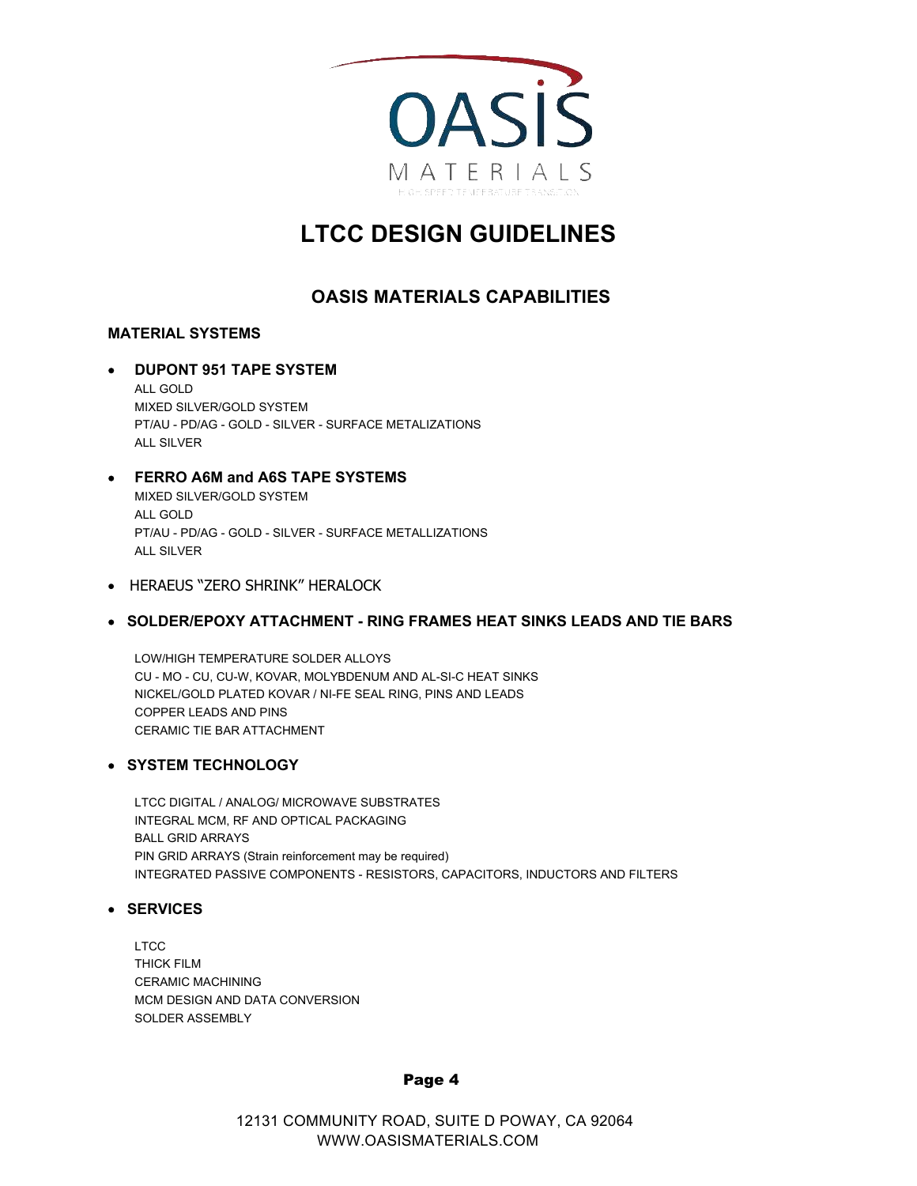# LTCC DESIGN GUIDELINES

## OASIS MATERIALS CAPABILITIES

### MATERIAL SYSTEMS

- **DUPONT 951 TAPE SYSTEM**
  ALL GOLD
  MIXED SILVER/GOLD SYSTEM
  PT/AU - PD/AG - GOLD - SILVER - SURFACE METALIZATIONS
  ALL SILVER

- **FERRO A6M and A6S TAPE SYSTEMS**
  MIXED SILVER/GOLD SYSTEM
  ALL GOLD
  PT/AU - PD/AG - GOLD - SILVER - SURFACE METALLIZATIONS
  ALL SILVER

- HERAEUS "ZERO SHRINK" HERALOCK

- **SOLDER/EPOXY ATTACHMENT - RING FRAMES HEAT SINKS LEADS AND TIE BARS**

  LOW/HIGH TEMPERATURE SOLDER ALLOYS
  CU - MO - CU, CU-W, KOVAR, MOLYBDENUM AND AL-SI-C HEAT SINKS
  NICKEL/GOLD PLATED KOVAR / NI-FE SEAL RING, PINS AND LEADS
  COPPER LEADS AND PINS
  CERAMIC TIE BAR ATTACHMENT

- **SYSTEM TECHNOLOGY**

  LTCC DIGITAL / ANALOG/ MICROWAVE SUBSTRATES
  INTEGRAL MCM, RF AND OPTICAL PACKAGING
  BALL GRID ARRAYS
  PIN GRID ARRAYS (Strain reinforcement may be required)
  INTEGRATED PASSIVE COMPONENTS - RESISTORS, CAPACITORS, INDUCTORS AND FILTERS

- **SERVICES**

  LTCC
  THICK FILM
  CERAMIC MACHINING
  MCM DESIGN AND DATA CONVERSION
  SOLDER ASSEMBLY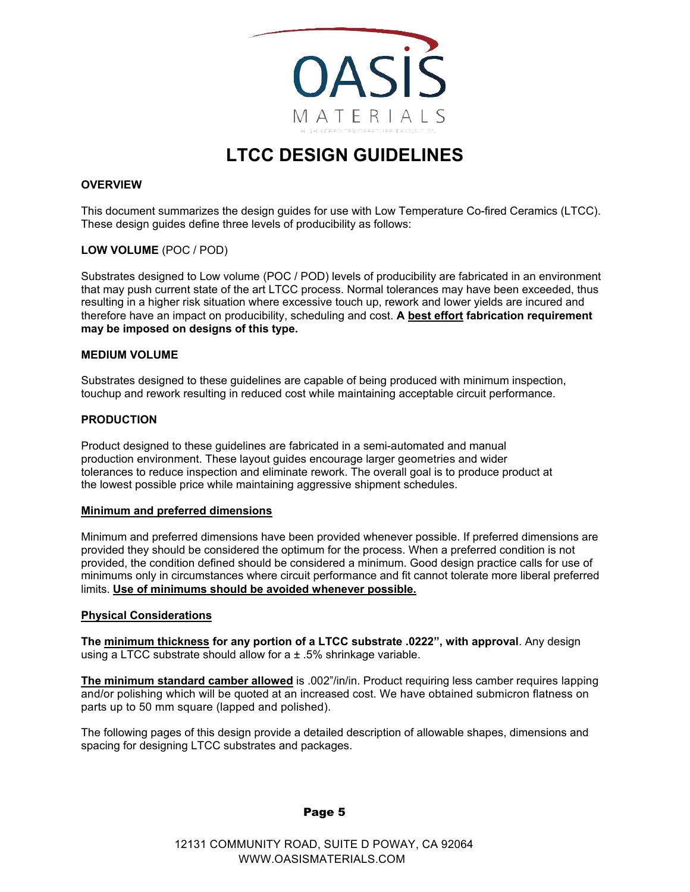# LTCC DESIGN GUIDELINES

**OVERVIEW**

This document summarizes the design guides for use with Low Temperature Co-fired Ceramics (LTCC). These design guides define three levels of producibility as follows:

**LOW VOLUME** (POC / POD)

Substrates designed to Low volume (POC / POD) levels of producibility are fabricated in an environment that may push current state of the art LTCC process. Normal tolerances may have been exceeded, thus resulting in a higher risk situation where excessive touch up, rework and lower yields are incured and therefore have an impact on producibility, scheduling and cost. **A <u>best effort</u> fabrication requirement may be imposed on designs of this type.**

**MEDIUM VOLUME**

Substrates designed to these guidelines are capable of being produced with minimum inspection, touchup and rework resulting in reduced cost while maintaining acceptable circuit performance.

**PRODUCTION**

Product designed to these guidelines are fabricated in a semi-automated and manual production environment. These layout guides encourage larger geometries and wider tolerances to reduce inspection and eliminate rework. The overall goal is to produce product at the lowest possible price while maintaining aggressive shipment schedules.

**<u>Minimum and preferred dimensions</u>**

Minimum and preferred dimensions have been provided whenever possible. If preferred dimensions are provided they should be considered the optimum for the process. When a preferred condition is not provided, the condition defined should be considered a minimum. Good design practice calls for use of minimums only in circumstances where circuit performance and fit cannot tolerate more liberal preferred limits. **<u>Use of minimums should be avoided whenever possible.</u>**

**<u>Physical Considerations</u>**

**The <u>minimum thickness</u> for any portion of a LTCC substrate .0222", with approval**. Any design using a LTCC substrate should allow for a ± .5% shrinkage variable.

**<u>The minimum standard camber allowed</u>** is .002"/in/in. Product requiring less camber requires lapping and/or polishing which will be quoted at an increased cost. We have obtained submicron flatness on parts up to 50 mm square (lapped and polished).

The following pages of this design provide a detailed description of allowable shapes, dimensions and spacing for designing LTCC substrates and packages.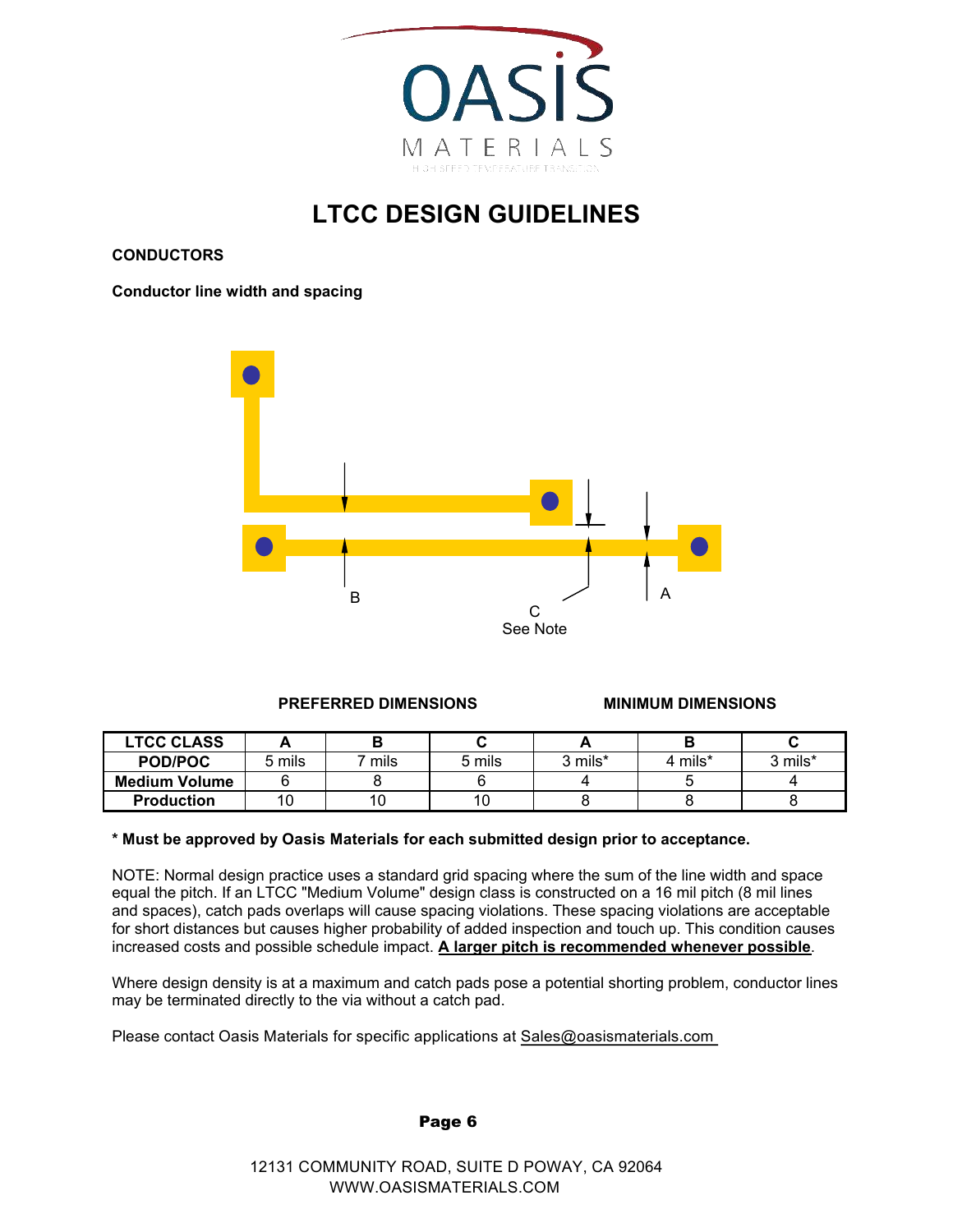# LTCC DESIGN GUIDELINES

**CONDUCTORS**

**Conductor line width and spacing**

B

C
See Note

A

| | PREFERRED DIMENSIONS | | | MINIMUM DIMENSIONS | | |
|---|---|---|---|---|---|---|
| **LTCC CLASS** | **A** | **B** | **C** | **A** | **B** | **C** |
| **POD/POC** | 5 mils | 7 mils | 5 mils | 3 mils* | 4 mils* | 3 mils* |
| **Medium Volume** | 6 | 8 | 6 | 4 | 5 | 4 |
| **Production** | 10 | 10 | 10 | 8 | 8 | 8 |

**\* Must be approved by Oasis Materials for each submitted design prior to acceptance.**

NOTE: Normal design practice uses a standard grid spacing where the sum of the line width and space equal the pitch. If an LTCC "Medium Volume" design class is constructed on a 16 mil pitch (8 mil lines and spaces), catch pads overlaps will cause spacing violations. These spacing violations are acceptable for short distances but causes higher probability of added inspection and touch up. This condition causes increased costs and possible schedule impact. **A larger pitch is recommended whenever possible**.

Where design density is at a maximum and catch pads pose a potential shorting problem, conductor lines may be terminated directly to the via without a catch pad.

Please contact Oasis Materials for specific applications at Sales@oasismaterials.com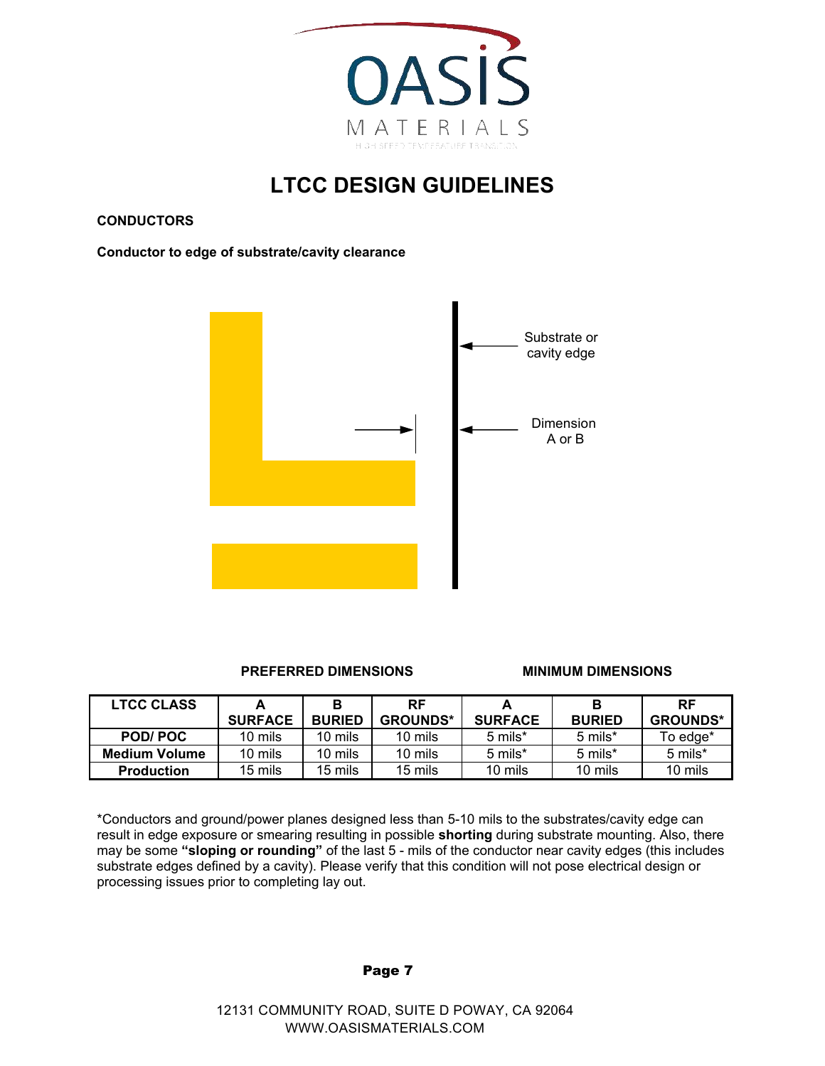# LTCC DESIGN GUIDELINES

## CONDUCTORS

**Conductor to edge of substrate/cavity clearance**

Substrate or cavity edge

Dimension A or B

| LTCC CLASS | PREFERRED DIMENSIONS A SURFACE | PREFERRED DIMENSIONS B BURIED | PREFERRED DIMENSIONS RF GROUNDS* | MINIMUM DIMENSIONS A SURFACE | MINIMUM DIMENSIONS B BURIED | MINIMUM DIMENSIONS RF GROUNDS* |
|---|---|---|---|---|---|---|
| POD/ POC | 10 mils | 10 mils | 10 mils | 5 mils* | 5 mils* | To edge* |
| Medium Volume | 10 mils | 10 mils | 10 mils | 5 mils* | 5 mils* | 5 mils* |
| Production | 15 mils | 15 mils | 15 mils | 10 mils | 10 mils | 10 mils |

*Conductors and ground/power planes designed less than 5-10 mils to the substrates/cavity edge can result in edge exposure or smearing resulting in possible **shorting** during substrate mounting. Also, there may be some **"sloping or rounding"** of the last 5 - mils of the conductor near cavity edges (this includes substrate edges defined by a cavity). Please verify that this condition will not pose electrical design or processing issues prior to completing lay out.

12131 COMMUNITY ROAD, SUITE D POWAY, CA 92064
WWW.OASISMATERIALS.COM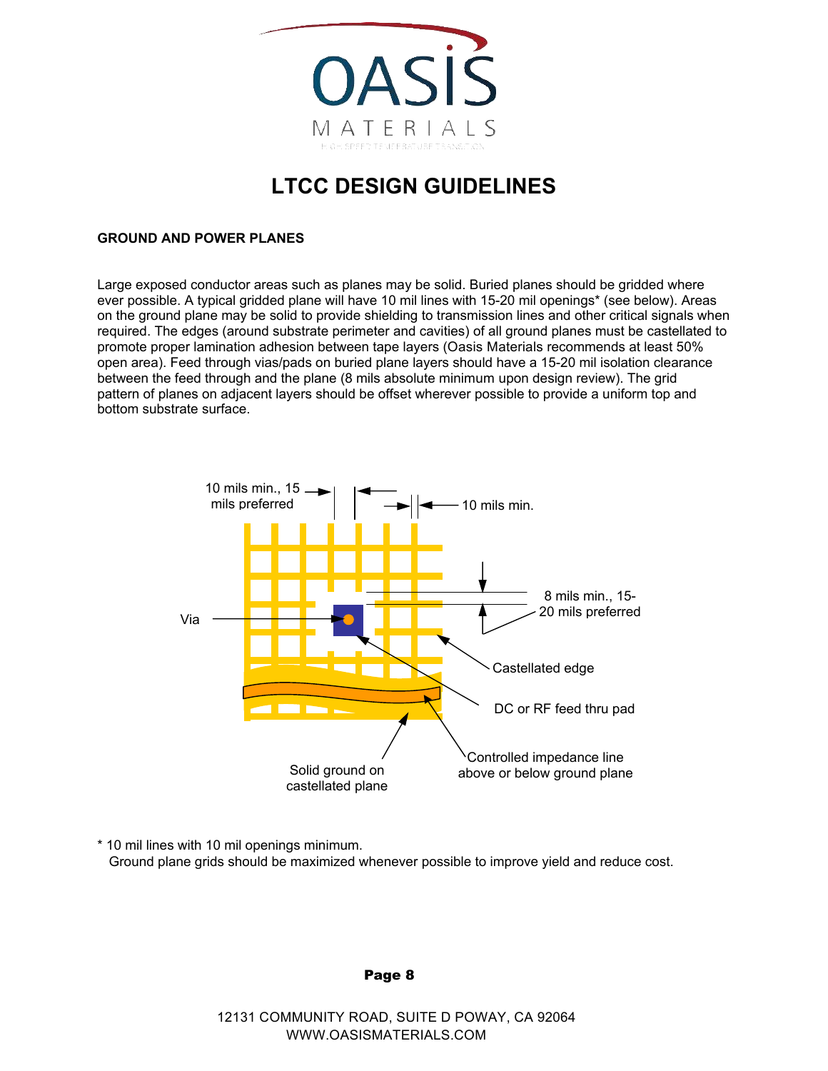# LTCC DESIGN GUIDELINES

**GROUND AND POWER PLANES**

Large exposed conductor areas such as planes may be solid. Buried planes should be gridded where ever possible. A typical gridded plane will have 10 mil lines with 15-20 mil openings* (see below). Areas on the ground plane may be solid to provide shielding to transmission lines and other critical signals when required. The edges (around substrate perimeter and cavities) of all ground planes must be castellated to promote proper lamination adhesion between tape layers (Oasis Materials recommends at least 50% open area). Feed through vias/pads on buried plane layers should have a 15-20 mil isolation clearance between the feed through and the plane (8 mils absolute minimum upon design review). The grid pattern of planes on adjacent layers should be offset wherever possible to provide a uniform top and bottom substrate surface.

10 mils min., 15 mils preferred

10 mils min.

8 mils min., 15-20 mils preferred

Via

Castellated edge

DC or RF feed thru pad

Solid ground on castellated plane

Controlled impedance line above or below ground plane

\* 10 mil lines with 10 mil openings minimum.
Ground plane grids should be maximized whenever possible to improve yield and reduce cost.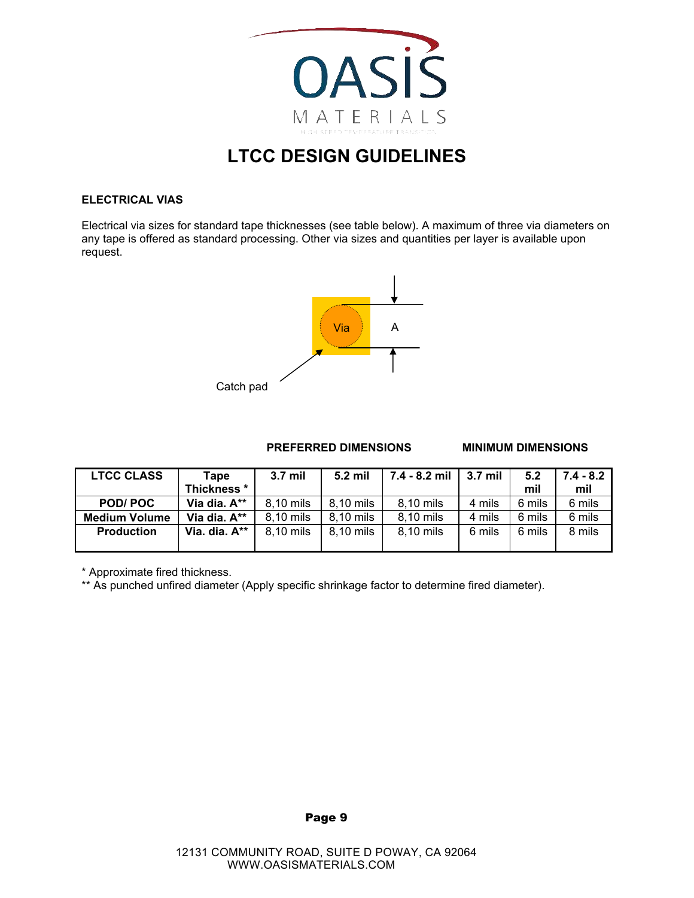# LTCC DESIGN GUIDELINES

### ELECTRICAL VIAS

Electrical via sizes for standard tape thicknesses (see table below). A maximum of three via diameters on any tape is offered as standard processing. Other via sizes and quantities per layer is available upon request.

Via

A

Catch pad

| | | PREFERRED DIMENSIONS | | | MINIMUM DIMENSIONS | | |
|---|---|---|---|---|---|---|---|
| **LTCC CLASS** | **Tape Thickness *** | **3.7 mil** | **5.2 mil** | **7.4 - 8.2 mil** | **3.7 mil** | **5.2 mil** | **7.4 - 8.2 mil** |
| **POD/ POC** | **Via dia. A**** | 8,10 mils | 8,10 mils | 8,10 mils | 4 mils | 6 mils | 6 mils |
| **Medium Volume** | **Via dia. A**** | 8,10 mils | 8,10 mils | 8,10 mils | 4 mils | 6 mils | 6 mils |
| **Production** | **Via. dia. A**** | 8,10 mils | 8,10 mils | 8,10 mils | 6 mils | 6 mils | 8 mils |

* Approximate fired thickness.
** As punched unfired diameter (Apply specific shrinkage factor to determine fired diameter).

12131 COMMUNITY ROAD, SUITE D POWAY, CA 92064
WWW.OASISMATERIALS.COM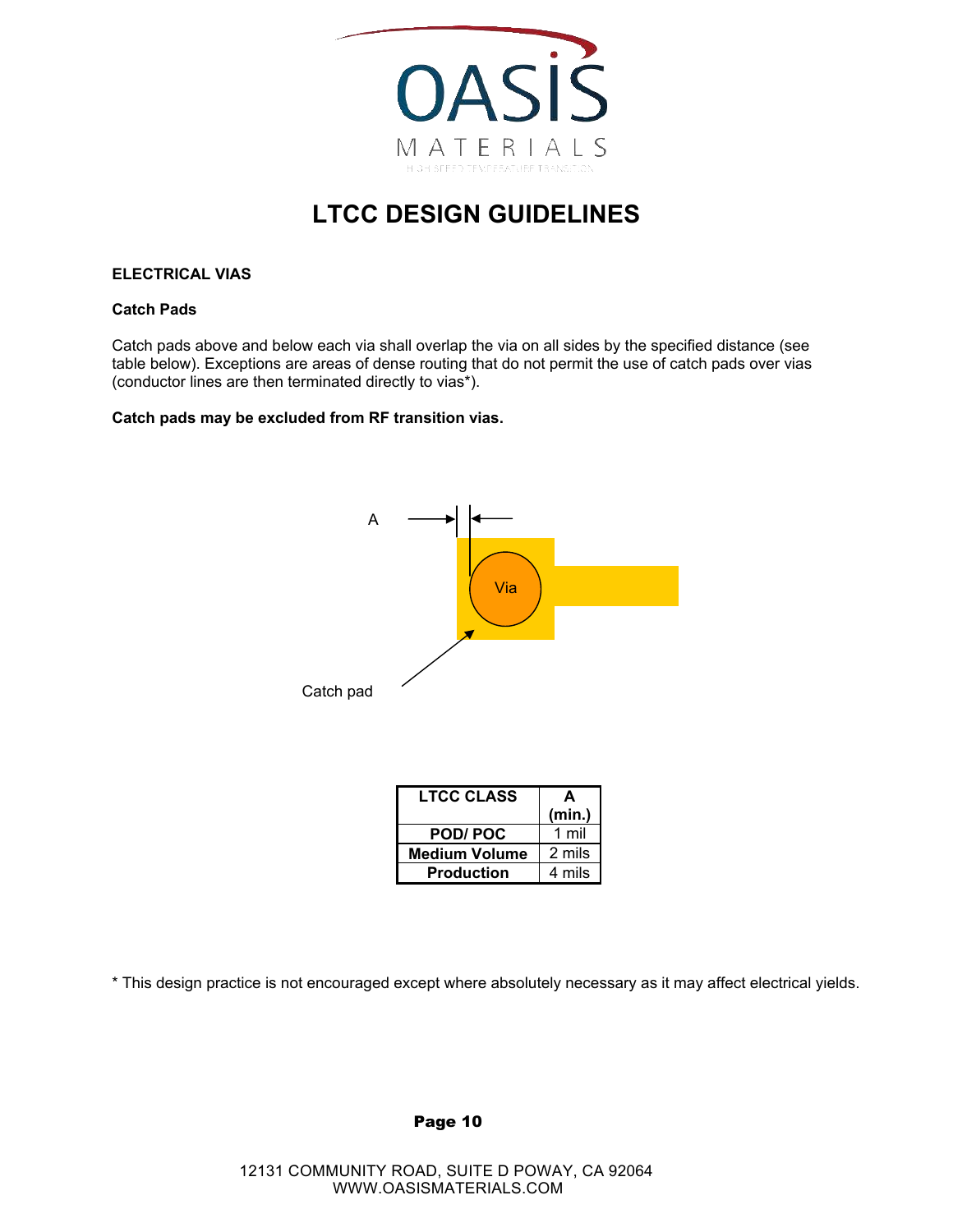# LTCC DESIGN GUIDELINES

**ELECTRICAL VIAS**

**Catch Pads**

Catch pads above and below each via shall overlap the via on all sides by the specified distance (see table below). Exceptions are areas of dense routing that do not permit the use of catch pads over vias (conductor lines are then terminated directly to vias*).

**Catch pads may be excluded from RF transition vias.**

A

Via

Catch pad

| LTCC CLASS | A (min.) |
|---|---|
| POD/ POC | 1 mil |
| Medium Volume | 2 mils |
| Production | 4 mils |

* This design practice is not encouraged except where absolutely necessary as it may affect electrical yields.

12131 COMMUNITY ROAD, SUITE D POWAY, CA 92064
WWW.OASISMATERIALS.COM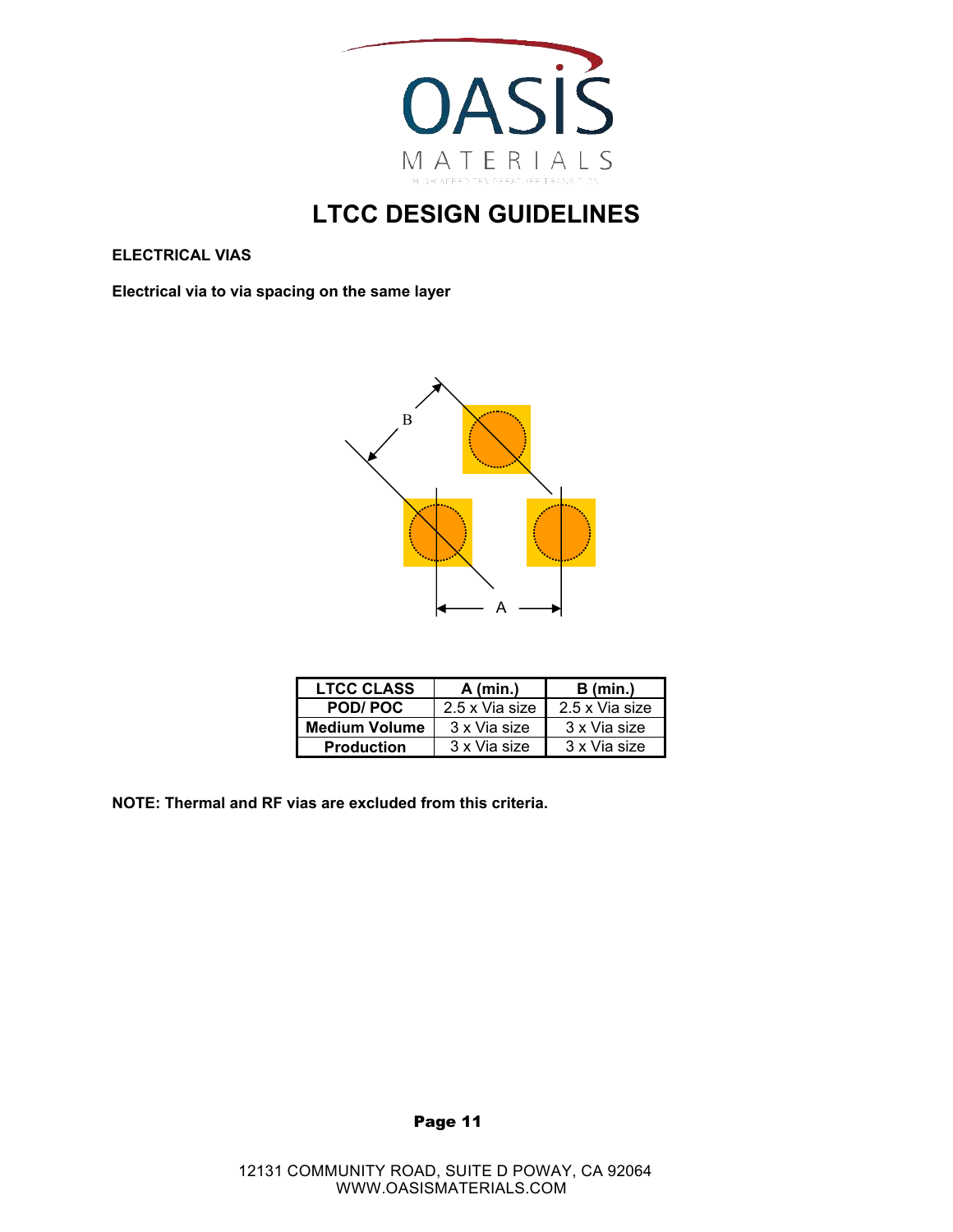# LTCC DESIGN GUIDELINES

**ELECTRICAL VIAS**

**Electrical via to via spacing on the same layer**

| LTCC CLASS | A (min.) | B (min.) |
|---|---|---|
| POD/ POC | 2.5 x Via size | 2.5 x Via size |
| Medium Volume | 3 x Via size | 3 x Via size |
| Production | 3 x Via size | 3 x Via size |

**NOTE: Thermal and RF vias are excluded from this criteria.**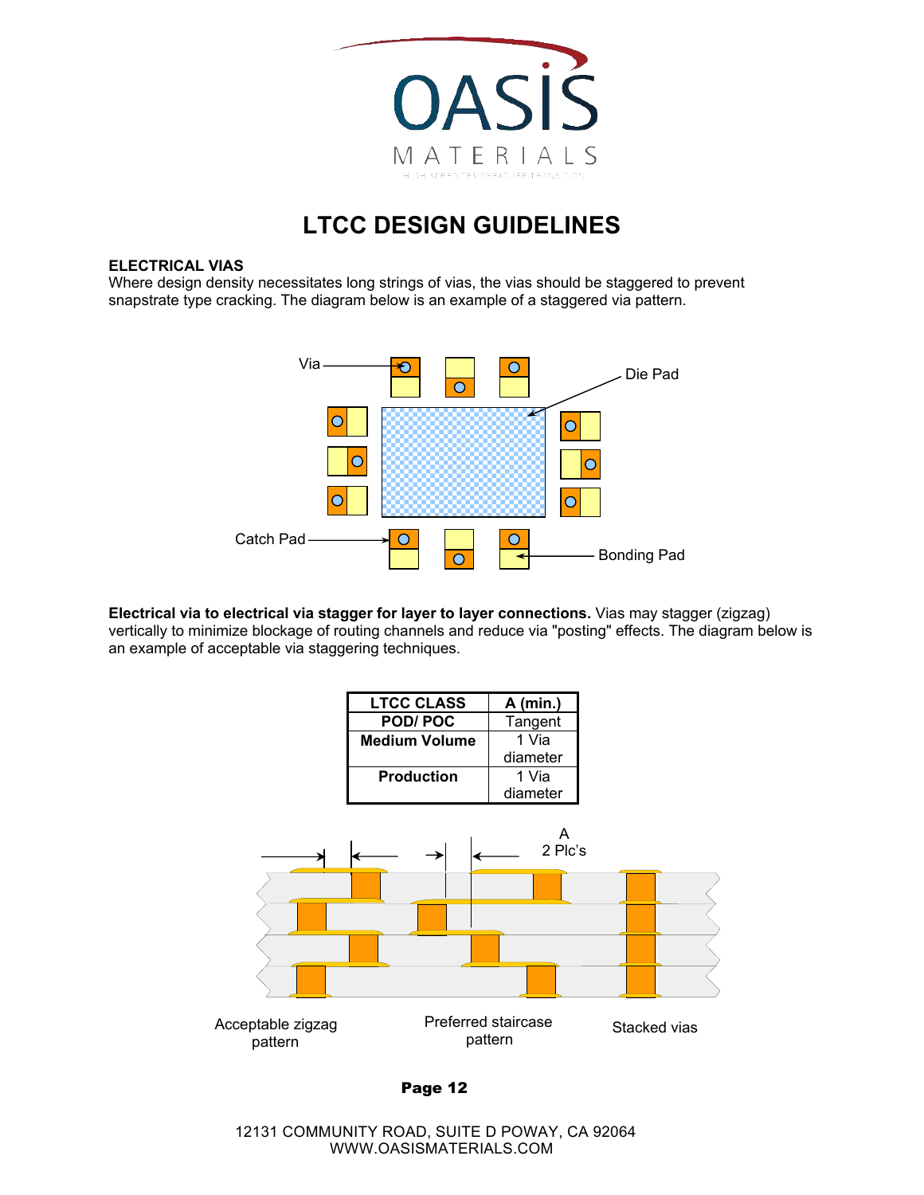# LTCC DESIGN GUIDELINES

**ELECTRICAL VIAS**
Where design density necessitates long strings of vias, the vias should be staggered to prevent snapstrate type cracking. The diagram below is an example of a staggered via pattern.

**Electrical via to electrical via stagger for layer to layer connections.** Vias may stagger (zigzag) vertically to minimize blockage of routing channels and reduce via "posting" effects. The diagram below is an example of acceptable via staggering techniques.

| LTCC CLASS | A (min.) |
|---|---|
| POD/ POC | Tangent |
| Medium Volume | 1 Via diameter |
| Production | 1 Via diameter |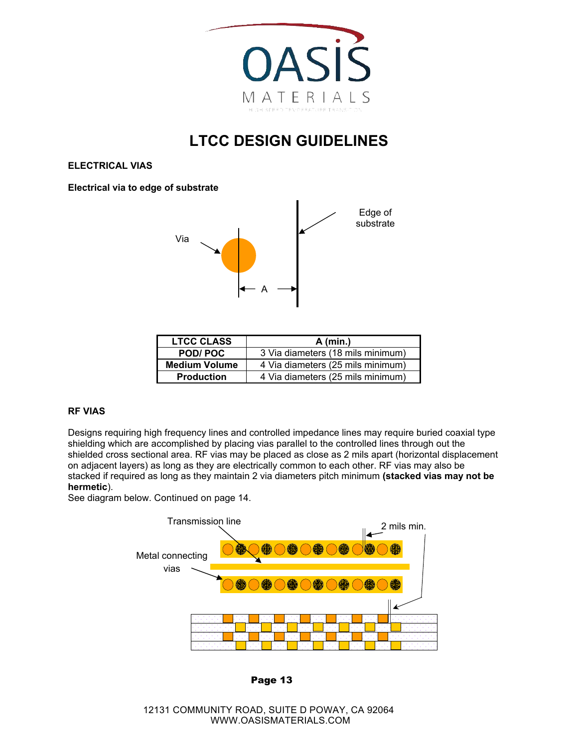# LTCC DESIGN GUIDELINES

## ELECTRICAL VIAS

### Electrical via to edge of substrate

| LTCC CLASS | A (min.) |
|---|---|
| POD/ POC | 3 Via diameters (18 mils minimum) |
| Medium Volume | 4 Via diameters (25 mils minimum) |
| Production | 4 Via diameters (25 mils minimum) |

## RF VIAS

Designs requiring high frequency lines and controlled impedance lines may require buried coaxial type shielding which are accomplished by placing vias parallel to the controlled lines through out the shielded cross sectional area. RF vias may be placed as close as 2 mils apart (horizontal displacement on adjacent layers) as long as they are electrically common to each other. RF vias may also be stacked if required as long as they maintain 2 via diameters pitch minimum **(stacked vias may not be hermetic**).
See diagram below. Continued on page 14.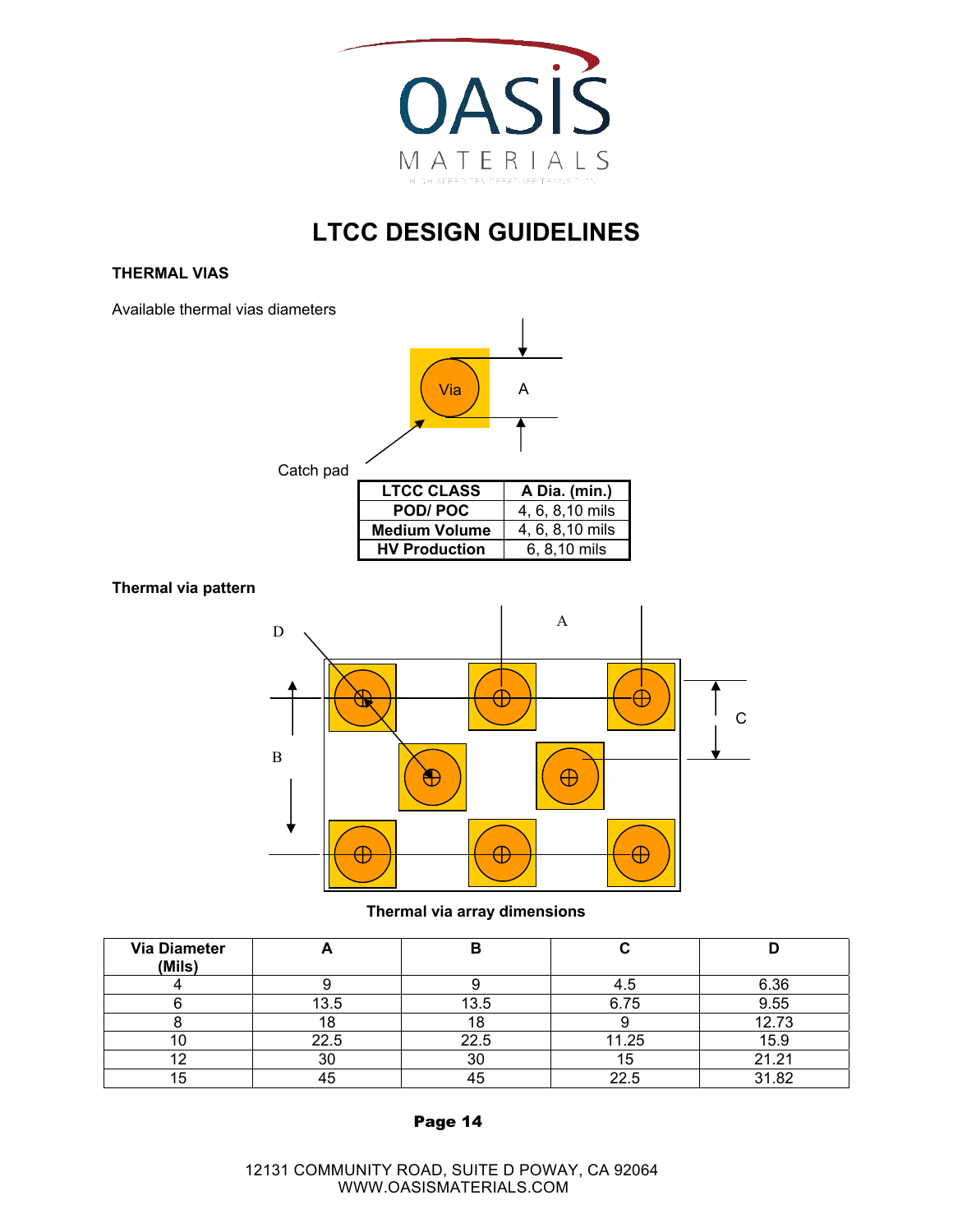# LTCC DESIGN GUIDELINES

### THERMAL VIAS

Available thermal vias diameters

| LTCC CLASS | A Dia. (min.) |
|---|---|
| POD/ POC | 4, 6, 8,10 mils |
| Medium Volume | 4, 6, 8,10 mils |
| HV Production | 6, 8,10 mils |

**Thermal via pattern**

**Thermal via array dimensions**

| Via Diameter (Mils) | A | B | C | D |
|---|---|---|---|---|
| 4 | 9 | 9 | 4.5 | 6.36 |
| 6 | 13.5 | 13.5 | 6.75 | 9.55 |
| 8 | 18 | 18 | 9 | 12.73 |
| 10 | 22.5 | 22.5 | 11.25 | 15.9 |
| 12 | 30 | 30 | 15 | 21.21 |
| 15 | 45 | 45 | 22.5 | 31.82 |

12131 COMMUNITY ROAD, SUITE D POWAY, CA 92064
WWW.OASISMATERIALS.COM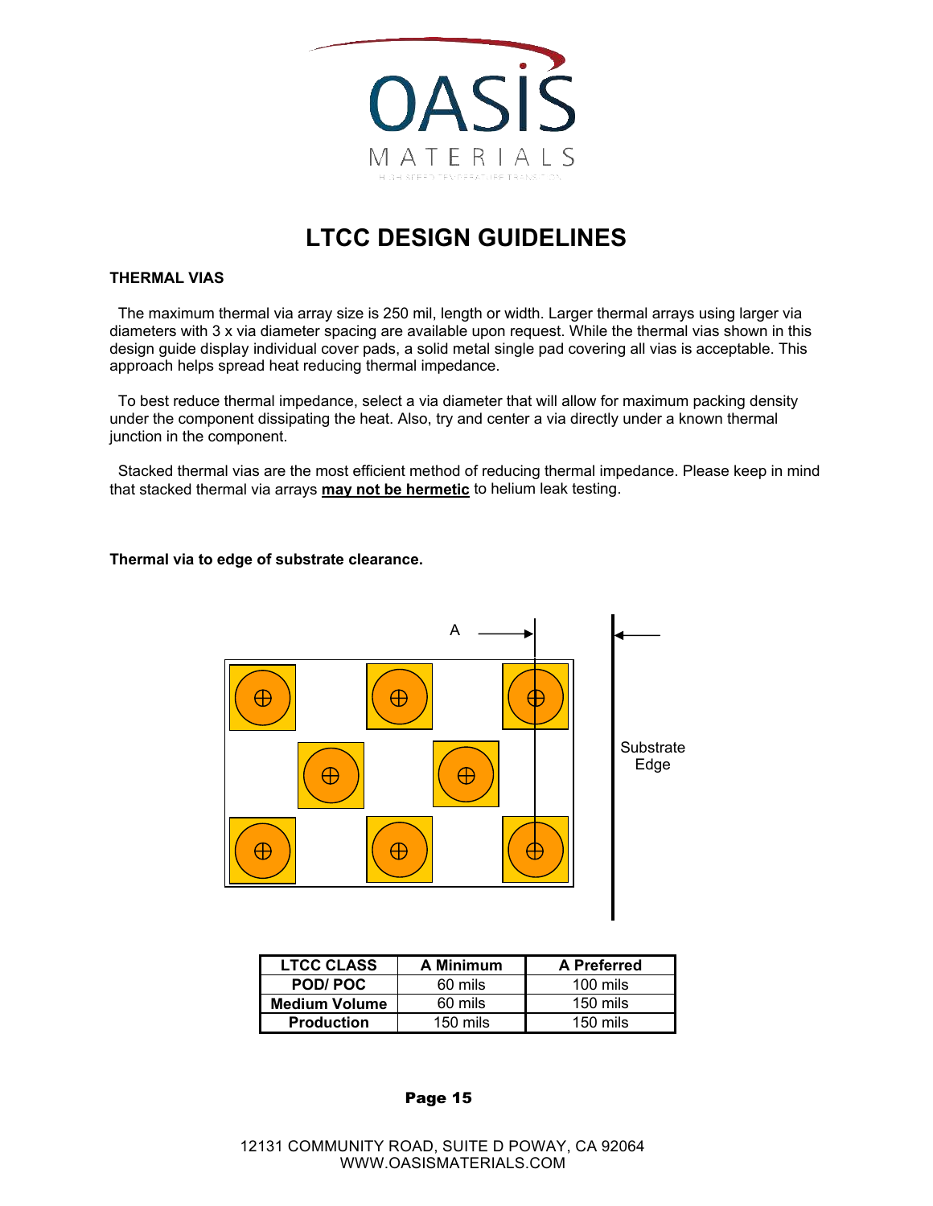# LTCC DESIGN GUIDELINES

**THERMAL VIAS**

The maximum thermal via array size is 250 mil, length or width. Larger thermal arrays using larger via diameters with 3 x via diameter spacing are available upon request. While the thermal vias shown in this design guide display individual cover pads, a solid metal single pad covering all vias is acceptable. This approach helps spread heat reducing thermal impedance.

To best reduce thermal impedance, select a via diameter that will allow for maximum packing density under the component dissipating the heat. Also, try and center a via directly under a known thermal junction in the component.

Stacked thermal vias are the most efficient method of reducing thermal impedance. Please keep in mind that stacked thermal via arrays **may not be hermetic** to helium leak testing.

**Thermal via to edge of substrate clearance.**

| LTCC CLASS | A Minimum | A Preferred |
|---|---|---|
| POD/ POC | 60 mils | 100 mils |
| Medium Volume | 60 mils | 150 mils |
| Production | 150 mils | 150 mils |

12131 COMMUNITY ROAD, SUITE D POWAY, CA 92064
WWW.OASISMATERIALS.COM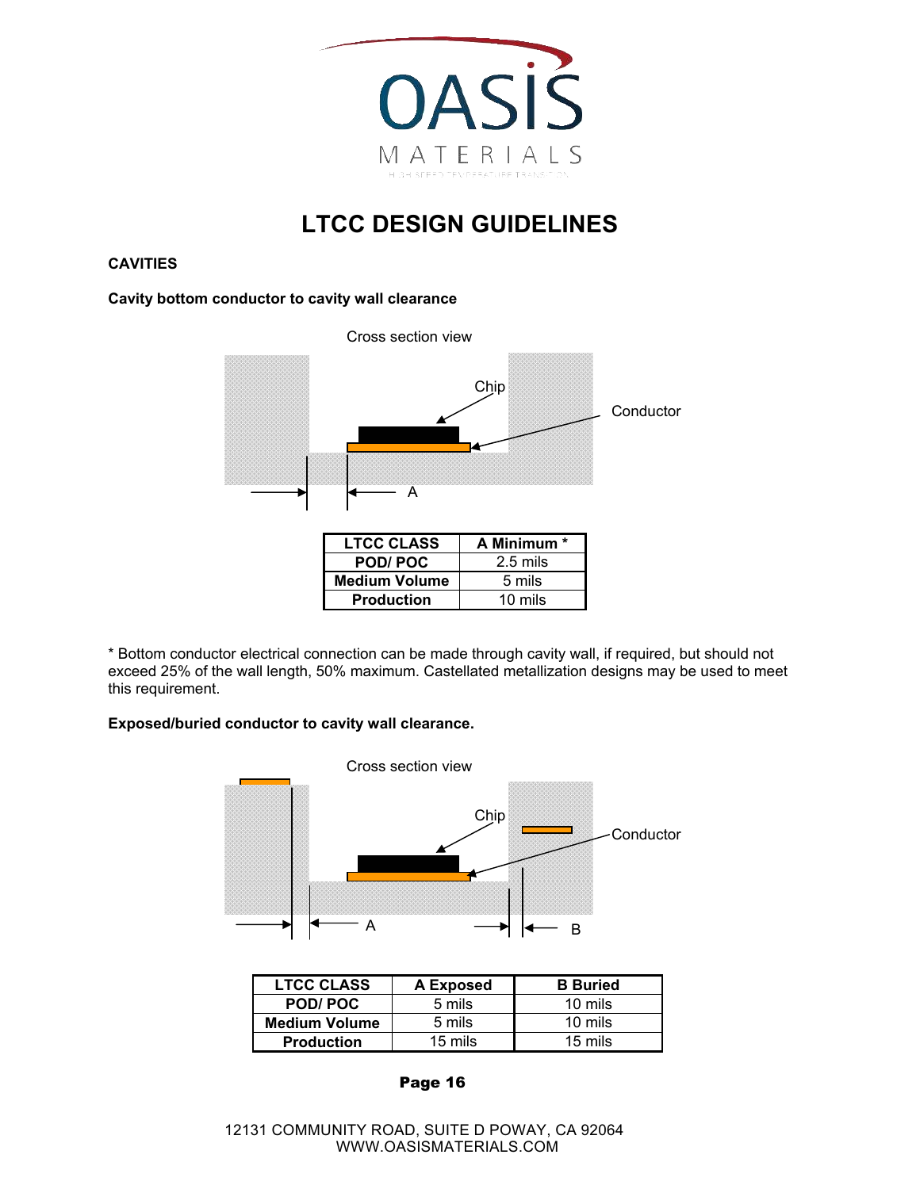# LTCC DESIGN GUIDELINES

## CAVITIES

### Cavity bottom conductor to cavity wall clearance

Cross section view

Chip

Conductor

A

| LTCC CLASS | A Minimum * |
| --- | --- |
| POD/ POC | 2.5 mils |
| Medium Volume | 5 mils |
| Production | 10 mils |

* Bottom conductor electrical connection can be made through cavity wall, if required, but should not exceed 25% of the wall length, 50% maximum. Castellated metallization designs may be used to meet this requirement.

### Exposed/buried conductor to cavity wall clearance.

Cross section view

Chip

Conductor

A

B

| LTCC CLASS | A Exposed | B Buried |
| --- | --- | --- |
| POD/ POC | 5 mils | 10 mils |
| Medium Volume | 5 mils | 10 mils |
| Production | 15 mils | 15 mils |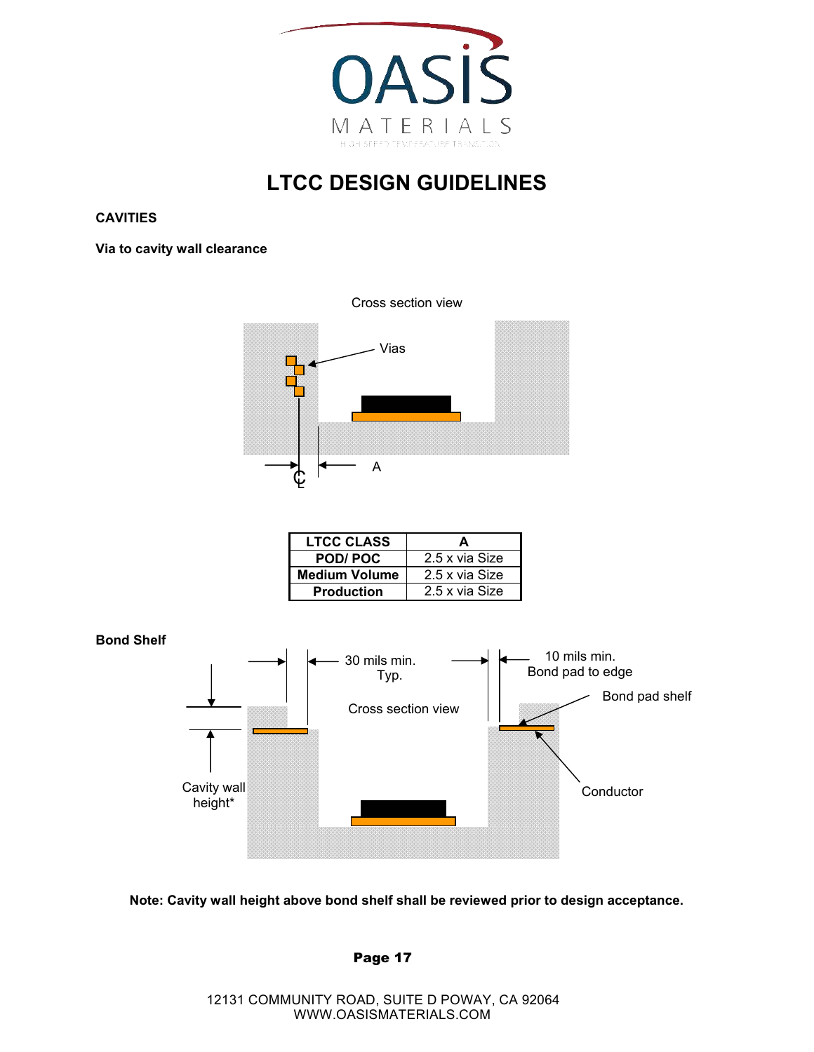# LTCC DESIGN GUIDELINES

**CAVITIES**

**Via to cavity wall clearance**

Cross section view

Vias

A

| LTCC CLASS | A |
|---|---|
| POD/ POC | 2.5 x via Size |
| Medium Volume | 2.5 x via Size |
| Production | 2.5 x via Size |

**Bond Shelf**

30 mils min. Typ.

10 mils min. Bond pad to edge

Cross section view

Bond pad shelf

Conductor

Cavity wall height*

**Note: Cavity wall height above bond shelf shall be reviewed prior to design acceptance.**

12131 COMMUNITY ROAD, SUITE D POWAY, CA 92064
WWW.OASISMATERIALS.COM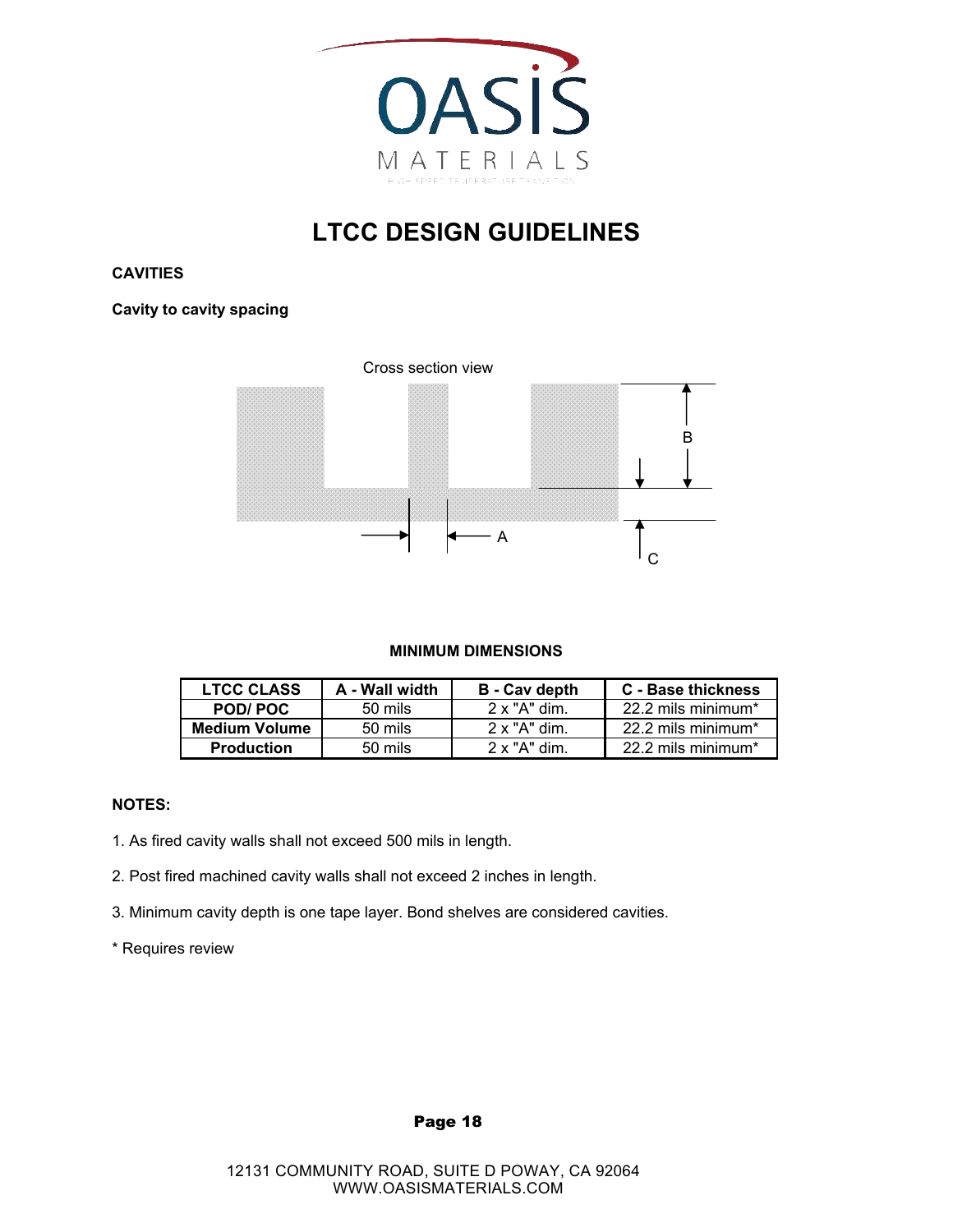# LTCC DESIGN GUIDELINES

**CAVITIES**

**Cavity to cavity spacing**

Cross section view

B

A

C

**MINIMUM DIMENSIONS**

| LTCC CLASS | A - Wall width | B - Cav depth | C - Base thickness |
|---|---|---|---|
| **POD/ POC** | 50 mils | 2 x "A" dim. | 22.2 mils minimum* |
| **Medium Volume** | 50 mils | 2 x "A" dim. | 22.2 mils minimum* |
| **Production** | 50 mils | 2 x "A" dim. | 22.2 mils minimum* |

**NOTES:**

1. As fired cavity walls shall not exceed 500 mils in length.

2. Post fired machined cavity walls shall not exceed 2 inches in length.

3. Minimum cavity depth is one tape layer. Bond shelves are considered cavities.

* Requires review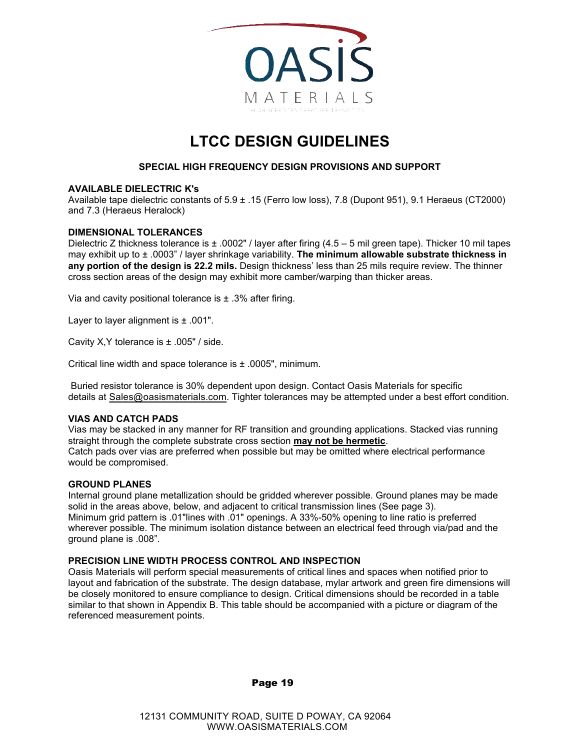# LTCC DESIGN GUIDELINES

### SPECIAL HIGH FREQUENCY DESIGN PROVISIONS AND SUPPORT

**AVAILABLE DIELECTRIC K's**

Available tape dielectric constants of 5.9 ± .15 (Ferro low loss), 7.8 (Dupont 951), 9.1 Heraeus (CT2000) and 7.3 (Heraeus Heralock)

**DIMENSIONAL TOLERANCES**

Dielectric Z thickness tolerance is ± .0002" / layer after firing (4.5 – 5 mil green tape). Thicker 10 mil tapes may exhibit up to ± .0003" / layer shrinkage variability. **The minimum allowable substrate thickness in any portion of the design is 22.2 mils.** Design thickness' less than 25 mils require review. The thinner cross section areas of the design may exhibit more camber/warping than thicker areas.

Via and cavity positional tolerance is ± .3% after firing.

Layer to layer alignment is ± .001".

Cavity X,Y tolerance is ± .005" / side.

Critical line width and space tolerance is ± .0005", minimum.

Buried resistor tolerance is 30% dependent upon design. Contact Oasis Materials for specific details at Sales@oasismaterials.com. Tighter tolerances may be attempted under a best effort condition.

**VIAS AND CATCH PADS**

Vias may be stacked in any manner for RF transition and grounding applications. Stacked vias running straight through the complete substrate cross section **may not be hermetic**.
Catch pads over vias are preferred when possible but may be omitted where electrical performance would be compromised.

**GROUND PLANES**

Internal ground plane metallization should be gridded wherever possible. Ground planes may be made solid in the areas above, below, and adjacent to critical transmission lines (See page 3).
Minimum grid pattern is .01"lines with .01" openings. A 33%-50% opening to line ratio is preferred wherever possible. The minimum isolation distance between an electrical feed through via/pad and the ground plane is .008".

**PRECISION LINE WIDTH PROCESS CONTROL AND INSPECTION**

Oasis Materials will perform special measurements of critical lines and spaces when notified prior to layout and fabrication of the substrate. The design database, mylar artwork and green fire dimensions will be closely monitored to ensure compliance to design. Critical dimensions should be recorded in a table similar to that shown in Appendix B. This table should be accompanied with a picture or diagram of the referenced measurement points.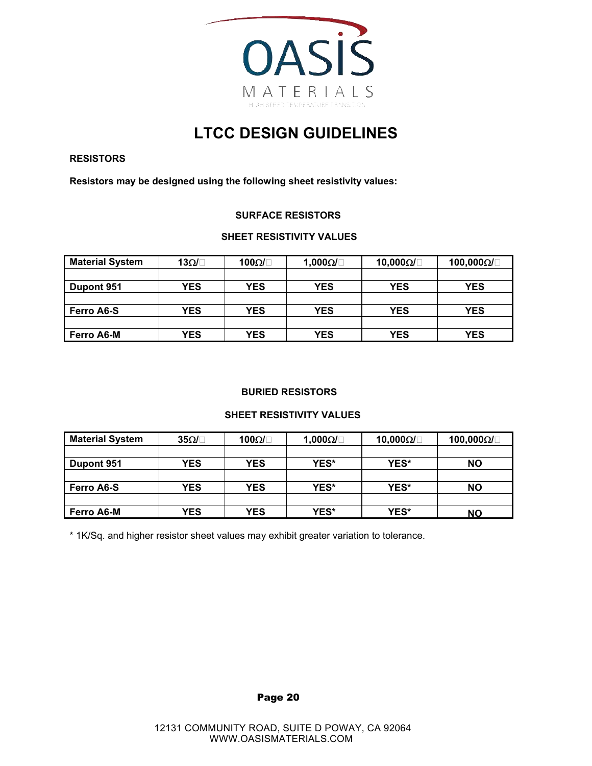# LTCC DESIGN GUIDELINES

**RESISTORS**

**Resistors may be designed using the following sheet resistivity values:**

### SURFACE RESISTORS

**SHEET RESISTIVITY VALUES**

| Material System | 13Ω/□ | 100Ω/□ | 1,000Ω/□ | 10,000Ω/□ | 100,000Ω/□ |
|---|---|---|---|---|---|
| Dupont 951 | YES | YES | YES | YES | YES |
| Ferro A6-S | YES | YES | YES | YES | YES |
| Ferro A6-M | YES | YES | YES | YES | YES |

### BURIED RESISTORS

**SHEET RESISTIVITY VALUES**

| Material System | 35Ω/□ | 100Ω/□ | 1,000Ω/□ | 10,000Ω/□ | 100,000Ω/□ |
|---|---|---|---|---|---|
| Dupont 951 | YES | YES | YES* | YES* | NO |
| Ferro A6-S | YES | YES | YES* | YES* | NO |
| Ferro A6-M | YES | YES | YES* | YES* | NO |

* 1K/Sq. and higher resistor sheet values may exhibit greater variation to tolerance.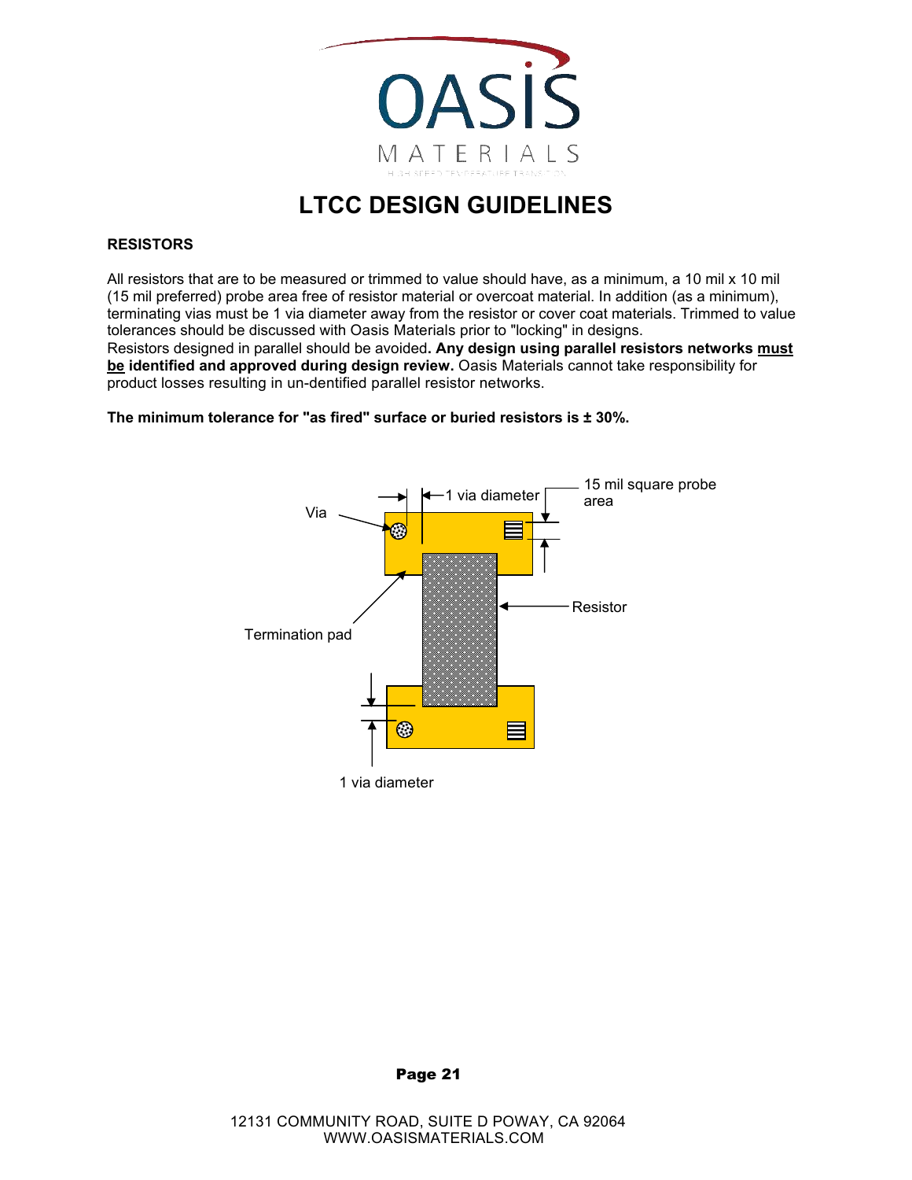# LTCC DESIGN GUIDELINES

## RESISTORS

All resistors that are to be measured or trimmed to value should have, as a minimum, a 10 mil x 10 mil (15 mil preferred) probe area free of resistor material or overcoat material. In addition (as a minimum), terminating vias must be 1 via diameter away from the resistor or cover coat materials. Trimmed to value tolerances should be discussed with Oasis Materials prior to "locking" in designs.
Resistors designed in parallel should be avoided**. Any design using parallel resistors networks <u>must be</u> identified and approved during design review.** Oasis Materials cannot take responsibility for product losses resulting in un-dentified parallel resistor networks.

**The minimum tolerance for "as fired" surface or buried resistors is ± 30%.**

Via

1 via diameter

15 mil square probe area

Resistor

Termination pad

1 via diameter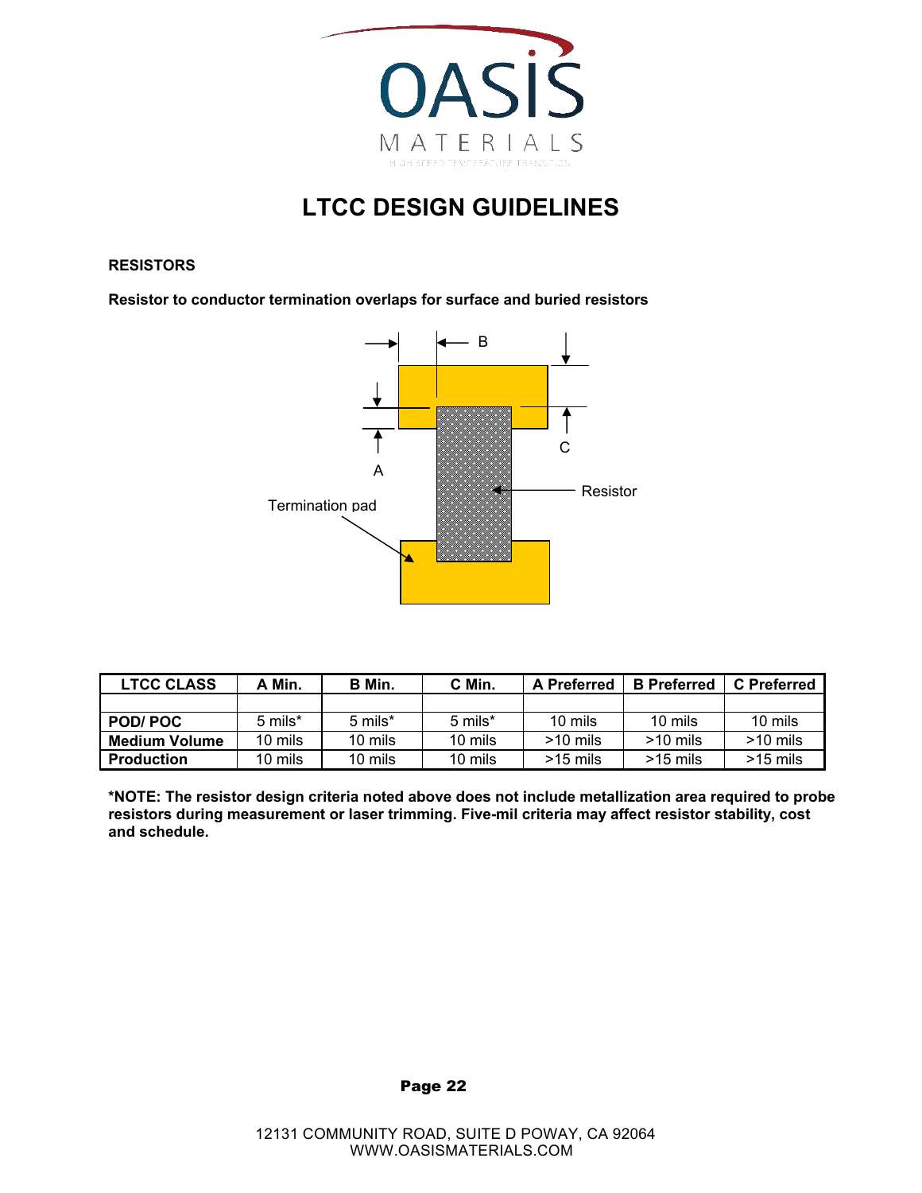# LTCC DESIGN GUIDELINES

**RESISTORS**

**Resistor to conductor termination overlaps for surface and buried resistors**

B

C

A

Resistor

Termination pad

| LTCC CLASS | A Min. | B Min. | C Min. | A Preferred | B Preferred | C Preferred |
|---|---|---|---|---|---|---|
| | | | | | | |
| **POD/ POC** | 5 mils* | 5 mils* | 5 mils* | 10 mils | 10 mils | 10 mils |
| **Medium Volume** | 10 mils | 10 mils | 10 mils | >10 mils | >10 mils | >10 mils |
| **Production** | 10 mils | 10 mils | 10 mils | >15 mils | >15 mils | >15 mils |

**\*NOTE: The resistor design criteria noted above does not include metallization area required to probe resistors during measurement or laser trimming. Five-mil criteria may affect resistor stability, cost and schedule.**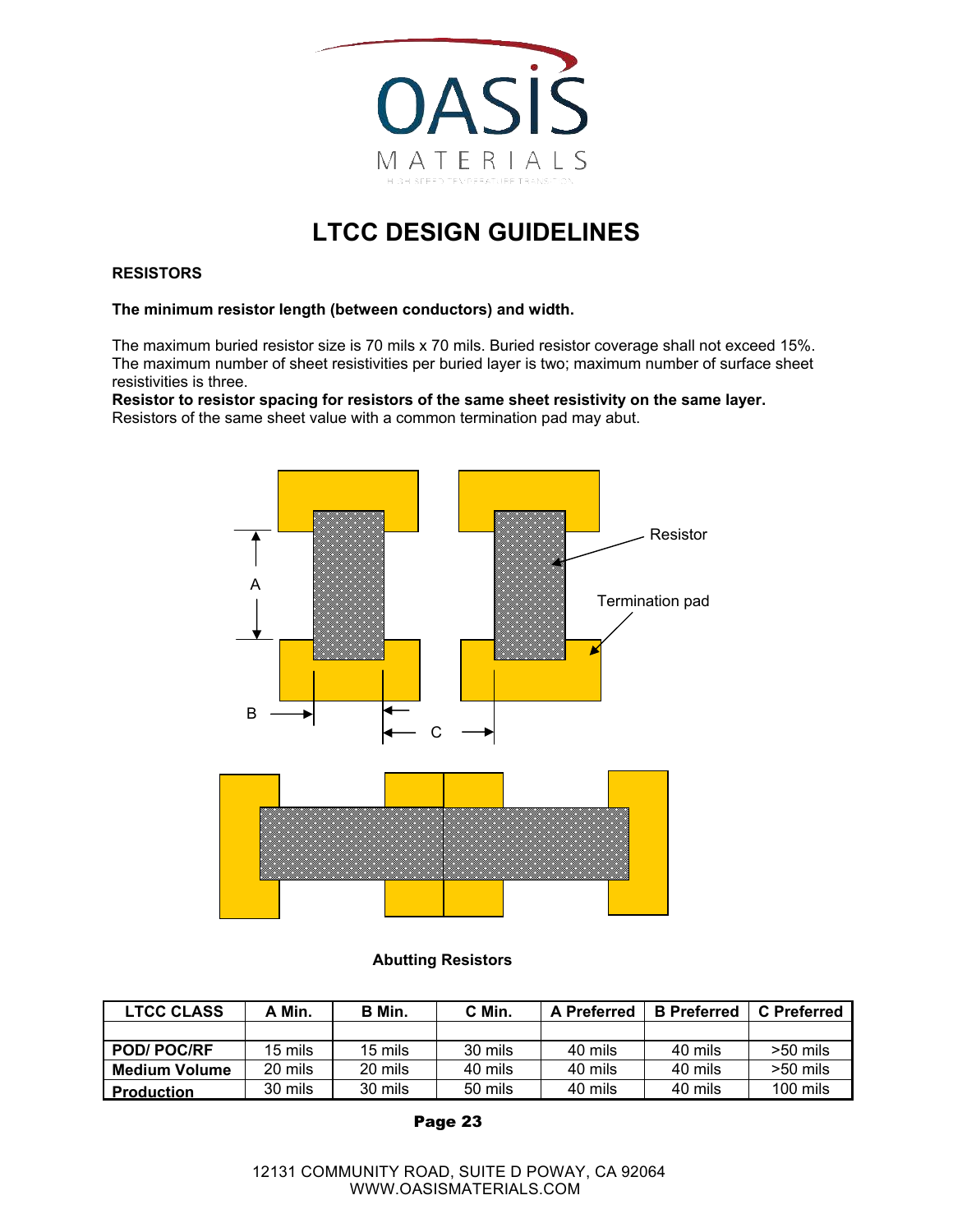# LTCC DESIGN GUIDELINES

**RESISTORS**

**The minimum resistor length (between conductors) and width.**

The maximum buried resistor size is 70 mils x 70 mils. Buried resistor coverage shall not exceed 15%. The maximum number of sheet resistivities per buried layer is two; maximum number of surface sheet resistivities is three.

**Resistor to resistor spacing for resistors of the same sheet resistivity on the same layer.**

Resistors of the same sheet value with a common termination pad may abut.

Resistor

Termination pad

A

B

C

**Abutting Resistors**

| LTCC CLASS | A Min. | B Min. | C Min. | A Preferred | B Preferred | C Preferred |
|---|---|---|---|---|---|---|
| | | | | | | |
| POD/ POC/RF | 15 mils | 15 mils | 30 mils | 40 mils | 40 mils | >50 mils |
| Medium Volume | 20 mils | 20 mils | 40 mils | 40 mils | 40 mils | >50 mils |
| Production | 30 mils | 30 mils | 50 mils | 40 mils | 40 mils | 100 mils |

12131 COMMUNITY ROAD, SUITE D POWAY, CA 92064
WWW.OASISMATERIALS.COM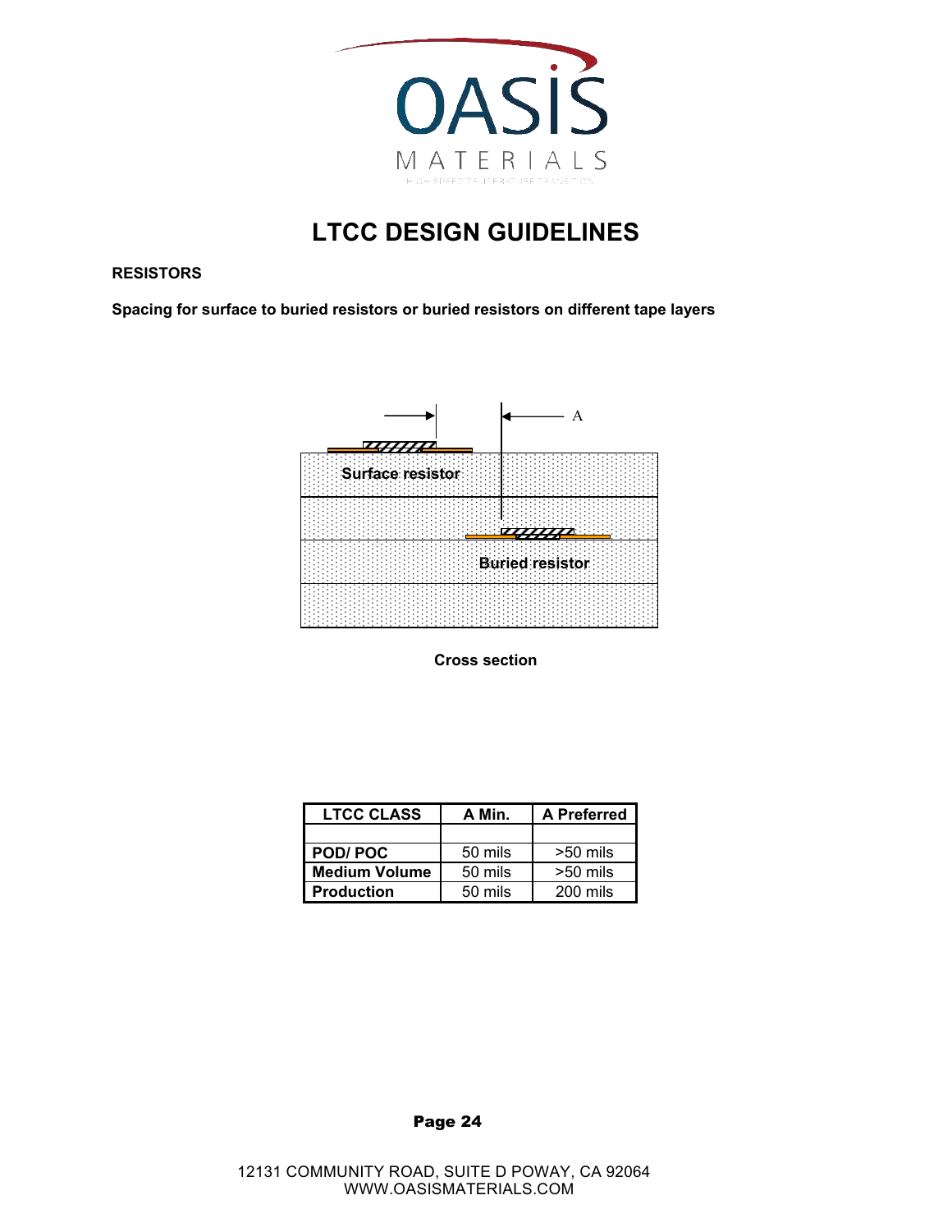# LTCC DESIGN GUIDELINES

**RESISTORS**

**Spacing for surface to buried resistors or buried resistors on different tape layers**

A

Surface resistor

Buried resistor

**Cross section**

| LTCC CLASS | A Min. | A Preferred |
|---|---|---|
| | | |
| **POD/ POC** | 50 mils | >50 mils |
| **Medium Volume** | 50 mils | >50 mils |
| **Production** | 50 mils | 200 mils |

12131 COMMUNITY ROAD, SUITE D POWAY, CA 92064
WWW.OASISMATERIALS.COM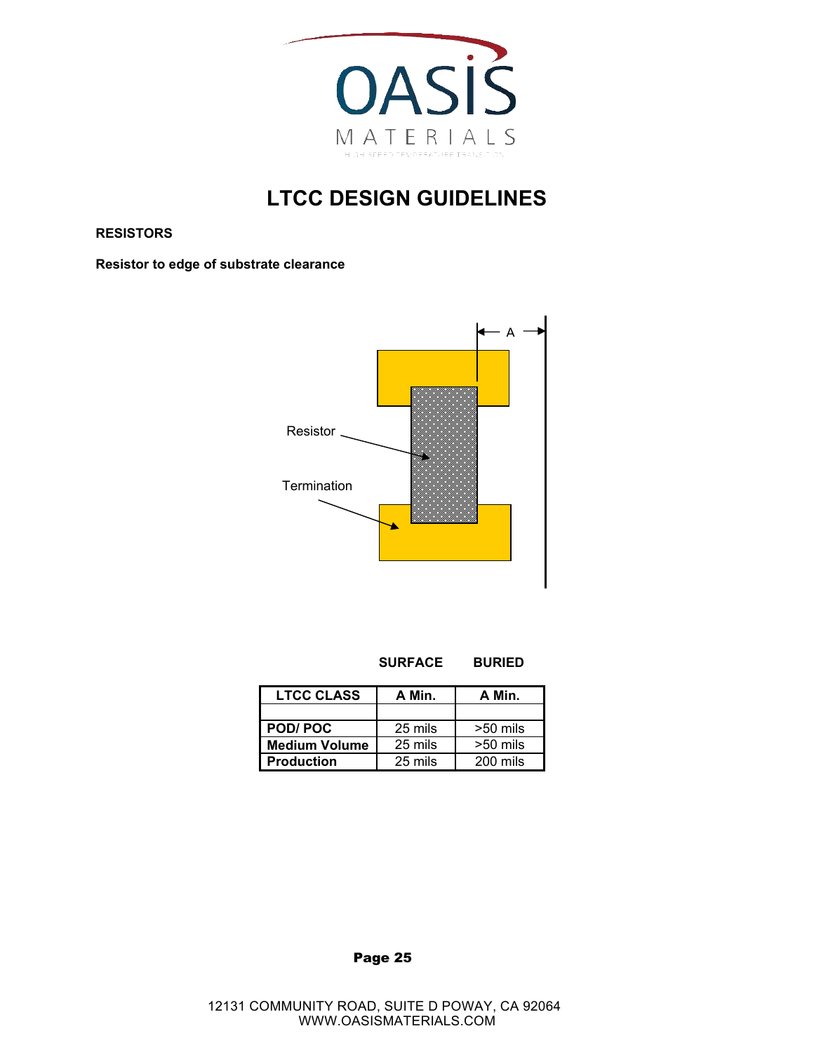# LTCC DESIGN GUIDELINES

**RESISTORS**

**Resistor to edge of substrate clearance**

Resistor

Termination

A

| | SURFACE | BURIED |
|---|---|---|
| **LTCC CLASS** | **A Min.** | **A Min.** |
| | | |
| **POD/ POC** | 25 mils | >50 mils |
| **Medium Volume** | 25 mils | >50 mils |
| **Production** | 25 mils | 200 mils |

12131 COMMUNITY ROAD, SUITE D POWAY, CA 92064
WWW.OASISMATERIALS.COM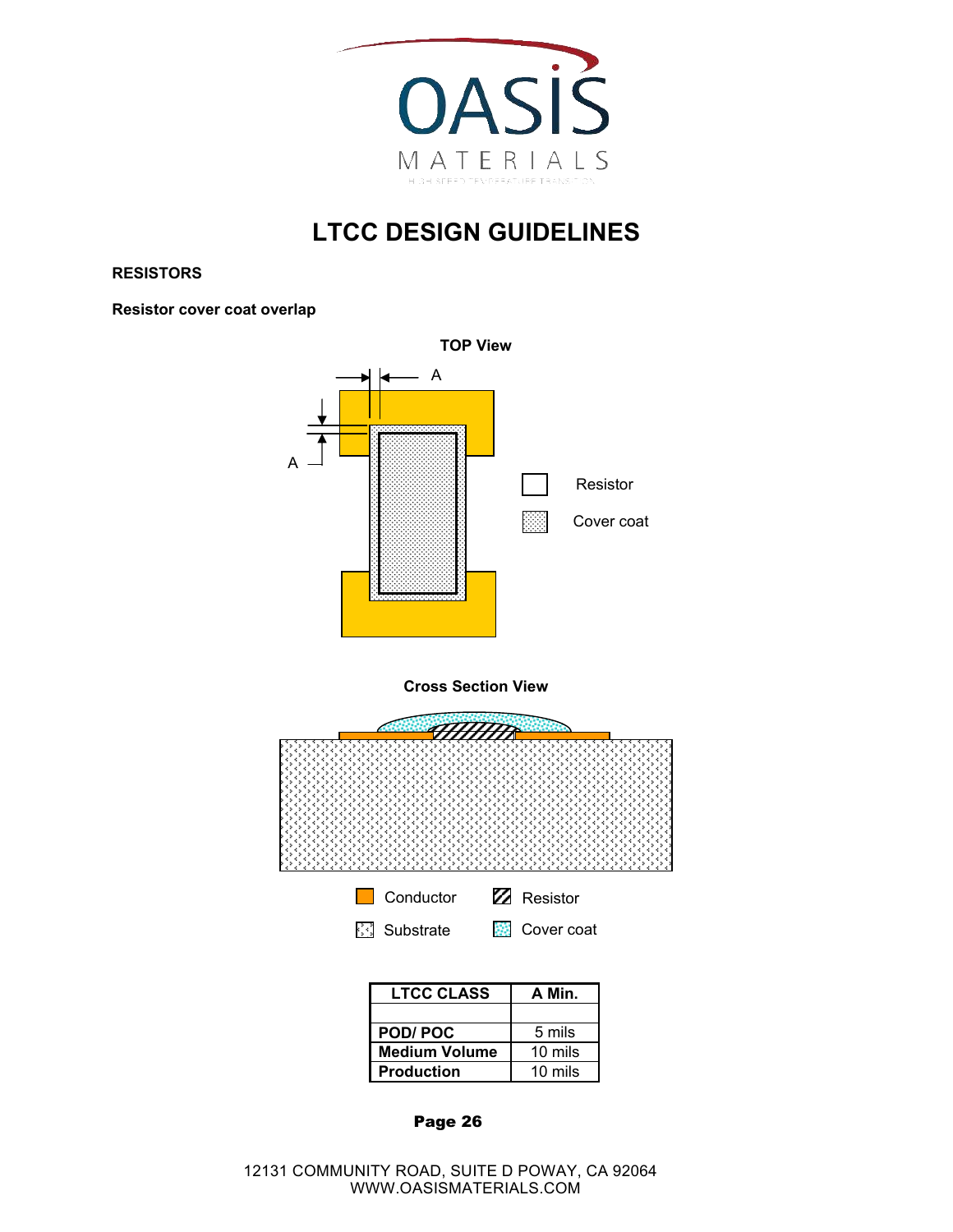# LTCC DESIGN GUIDELINES

**RESISTORS**

**Resistor cover coat overlap**

**TOP View**

A

A

Resistor

Cover coat

**Cross Section View**

Conductor

Resistor

Substrate

Cover coat

| LTCC CLASS | A Min. |
|---|---|
| | |
| POD/ POC | 5 mils |
| Medium Volume | 10 mils |
| Production | 10 mils |

12131 COMMUNITY ROAD, SUITE D POWAY, CA 92064
WWW.OASISMATERIALS.COM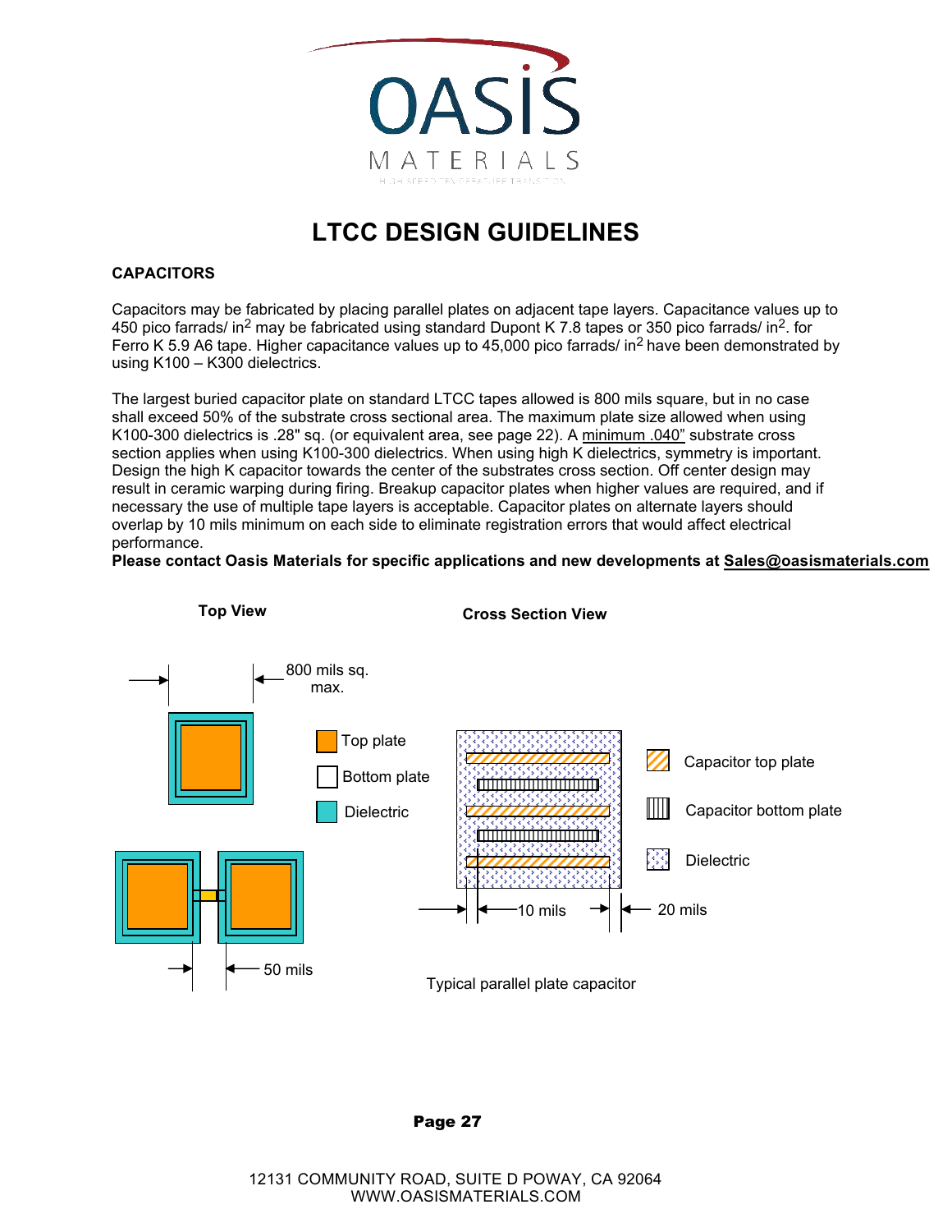# LTCC DESIGN GUIDELINES

## CAPACITORS

Capacitors may be fabricated by placing parallel plates on adjacent tape layers. Capacitance values up to 450 pico farrads/ in$^2$ may be fabricated using standard Dupont K 7.8 tapes or 350 pico farrads/ in$^2$. for Ferro K 5.9 A6 tape. Higher capacitance values up to 45,000 pico farrads/ in$^2$ have been demonstrated by using K100 – K300 dielectrics.

The largest buried capacitor plate on standard LTCC tapes allowed is 800 mils square, but in no case shall exceed 50% of the substrate cross sectional area. The maximum plate size allowed when using K100-300 dielectrics is .28" sq. (or equivalent area, see page 22). A minimum .040" substrate cross section applies when using K100-300 dielectrics. When using high K dielectrics, symmetry is important. Design the high K capacitor towards the center of the substrates cross section. Off center design may result in ceramic warping during firing. Breakup capacitor plates when higher values are required, and if necessary the use of multiple tape layers is acceptable. Capacitor plates on alternate layers should overlap by 10 mils minimum on each side to eliminate registration errors that would affect electrical performance.

**Please contact Oasis Materials for specific applications and new developments at Sales@oasismaterials.com**

**Top View**

800 mils sq. max.

Top plate

Bottom plate

Dielectric

50 mils

**Cross Section View**

Capacitor top plate

Capacitor bottom plate

Dielectric

10 mils

20 mils

Typical parallel plate capacitor

12131 COMMUNITY ROAD, SUITE D POWAY, CA 92064
WWW.OASISMATERIALS.COM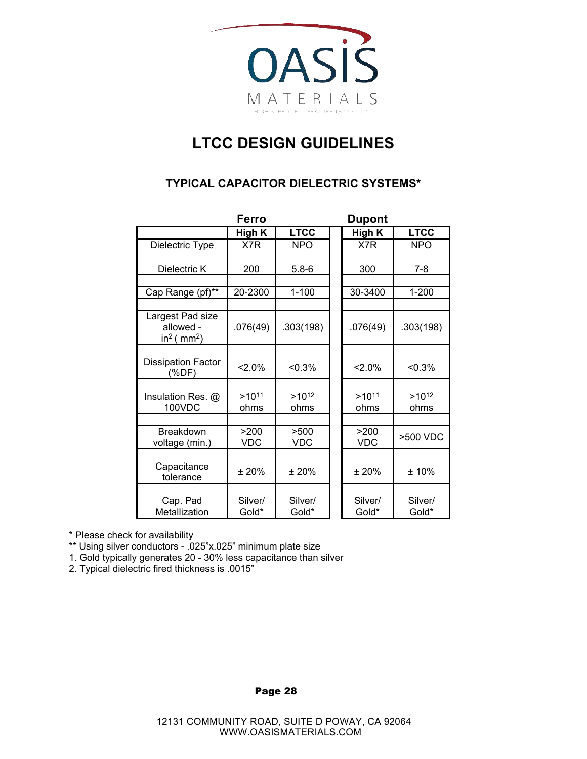# LTCC DESIGN GUIDELINES

## TYPICAL CAPACITOR DIELECTRIC SYSTEMS*

| | Ferro | | Dupont | |
|---|---|---|---|---|
| | **High K** | **LTCC** | **High K** | **LTCC** |
| Dielectric Type | X7R | NPO | X7R | NPO |
| Dielectric K | 200 | 5.8-6 | 300 | 7-8 |
| Cap Range (pf)** | 20-2300 | 1-100 | 30-3400 | 1-200 |
| Largest Pad size allowed - $in^2$ ( $mm^2$) | .076(49) | .303(198) | .076(49) | .303(198) |
| Dissipation Factor (%DF) | <2.0% | <0.3% | <2.0% | <0.3% |
| Insulation Res. @ 100VDC | >$10^{11}$ ohms | >$10^{12}$ ohms | >$10^{11}$ ohms | >$10^{12}$ ohms |
| Breakdown voltage (min.) | >200 VDC | >500 VDC | >200 VDC | >500 VDC |
| Capacitance tolerance | ± 20% | ± 20% | ± 20% | ± 10% |
| Cap. Pad Metallization | Silver/ Gold* | Silver/ Gold* | Silver/ Gold* | Silver/ Gold* |

\* Please check for availability
** Using silver conductors - .025"x.025" minimum plate size
1. Gold typically generates 20 - 30% less capacitance than silver
2. Typical dielectric fired thickness is .0015"

12131 COMMUNITY ROAD, SUITE D POWAY, CA 92064
WWW.OASISMATERIALS.COM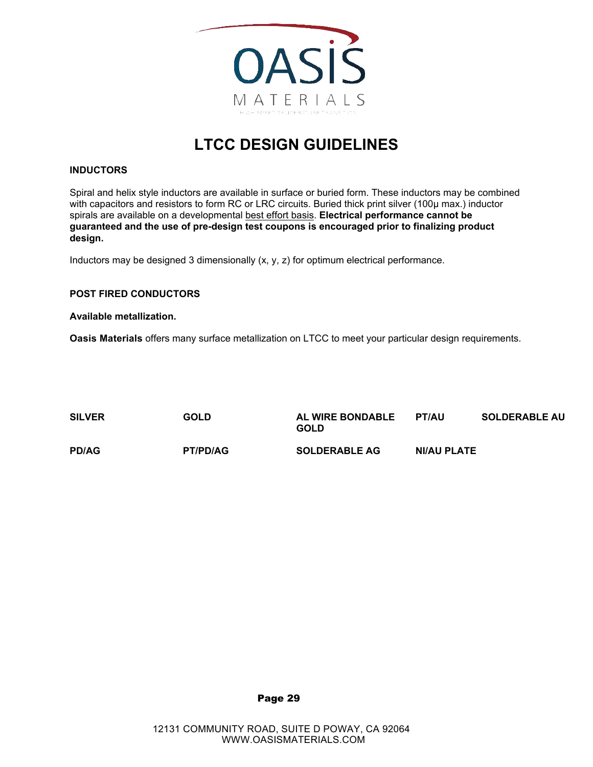# LTCC DESIGN GUIDELINES

### INDUCTORS

Spiral and helix style inductors are available in surface or buried form. These inductors may be combined with capacitors and resistors to form RC or LRC circuits. Buried thick print silver (100µ max.) inductor spirals are available on a developmental best effort basis. **Electrical performance cannot be guaranteed and the use of pre-design test coupons is encouraged prior to finalizing product design.**

Inductors may be designed 3 dimensionally (x, y, z) for optimum electrical performance.

### POST FIRED CONDUCTORS

**Available metallization.**

**Oasis Materials** offers many surface metallization on LTCC to meet your particular design requirements.

| | | | | |
|---|---|---|---|---|
| **SILVER** | **GOLD** | **AL WIRE BONDABLE GOLD** | **PT/AU** | **SOLDERABLE AU** |
| **PD/AG** | **PT/PD/AG** | **SOLDERABLE AG** | **NI/AU PLATE** | |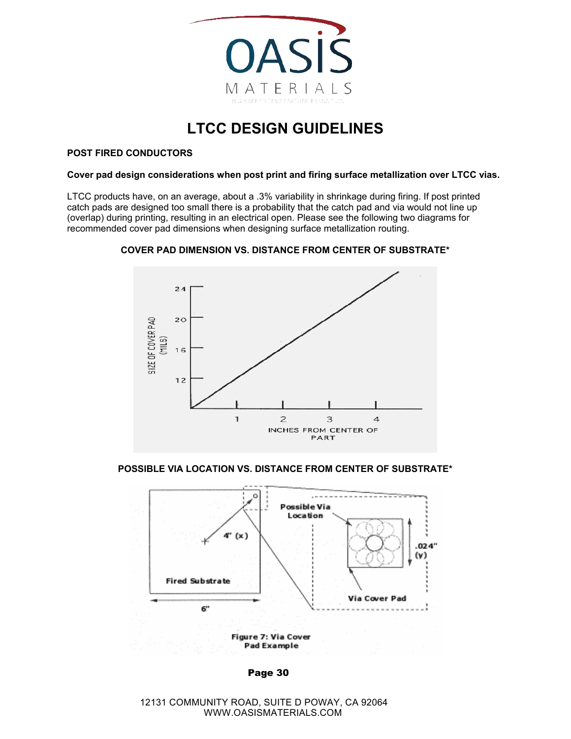# LTCC DESIGN GUIDELINES

### POST FIRED CONDUCTORS

**Cover pad design considerations when post print and firing surface metallization over LTCC vias.**

LTCC products have, on an average, about a .3% variability in shrinkage during firing. If post printed catch pads are designed too small there is a probability that the catch pad and via would not line up (overlap) during printing, resulting in an electrical open. Please see the following two diagrams for recommended cover pad dimensions when designing surface metallization routing.

**COVER PAD DIMENSION VS. DISTANCE FROM CENTER OF SUBSTRATE***

**POSSIBLE VIA LOCATION VS. DISTANCE FROM CENTER OF SUBSTRATE***

Figure 7: Via Cover Pad Example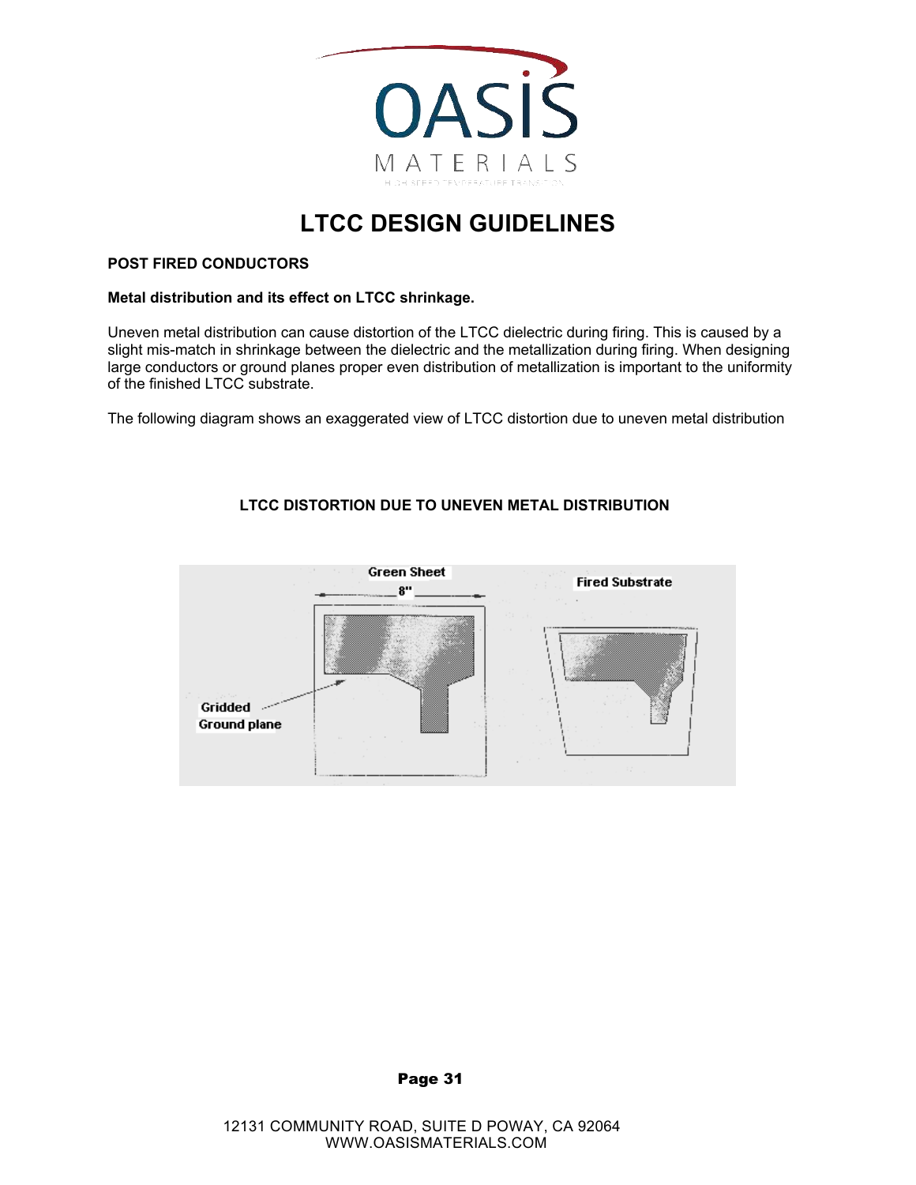# LTCC DESIGN GUIDELINES

**POST FIRED CONDUCTORS**

**Metal distribution and its effect on LTCC shrinkage.**

Uneven metal distribution can cause distortion of the LTCC dielectric during firing. This is caused by a slight mis-match in shrinkage between the dielectric and the metallization during firing. When designing large conductors or ground planes proper even distribution of metallization is important to the uniformity of the finished LTCC substrate.

The following diagram shows an exaggerated view of LTCC distortion due to uneven metal distribution

**LTCC DISTORTION DUE TO UNEVEN METAL DISTRIBUTION**

Green Sheet

8"

Fired Substrate

Gridded Ground plane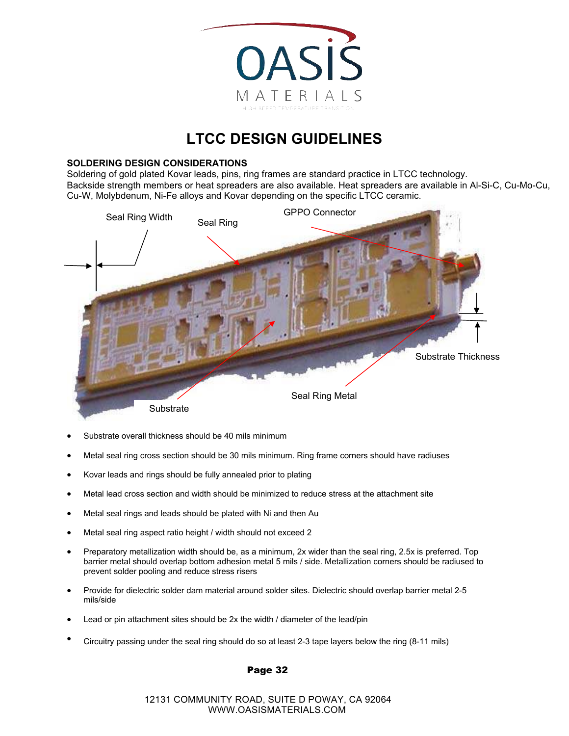# LTCC DESIGN GUIDELINES

**SOLDERING DESIGN CONSIDERATIONS**

Soldering of gold plated Kovar leads, pins, ring frames are standard practice in LTCC technology. Backside strength members or heat spreaders are also available. Heat spreaders are available in Al-Si-C, Cu-Mo-Cu, Cu-W, Molybdenum, Ni-Fe alloys and Kovar depending on the specific LTCC ceramic.

Seal Ring Width

Seal Ring

GPPO Connector

Substrate Thickness

Seal Ring Metal

Substrate

- Substrate overall thickness should be 40 mils minimum
- Metal seal ring cross section should be 30 mils minimum. Ring frame corners should have radiuses
- Kovar leads and rings should be fully annealed prior to plating
- Metal lead cross section and width should be minimized to reduce stress at the attachment site
- Metal seal rings and leads should be plated with Ni and then Au
- Metal seal ring aspect ratio height / width should not exceed 2
- Preparatory metallization width should be, as a minimum, 2x wider than the seal ring, 2.5x is preferred. Top barrier metal should overlap bottom adhesion metal 5 mils / side. Metallization corners should be radiused to prevent solder pooling and reduce stress risers
- Provide for dielectric solder dam material around solder sites. Dielectric should overlap barrier metal 2-5 mils/side
- Lead or pin attachment sites should be 2x the width / diameter of the lead/pin
- Circuitry passing under the seal ring should do so at least 2-3 tape layers below the ring (8-11 mils)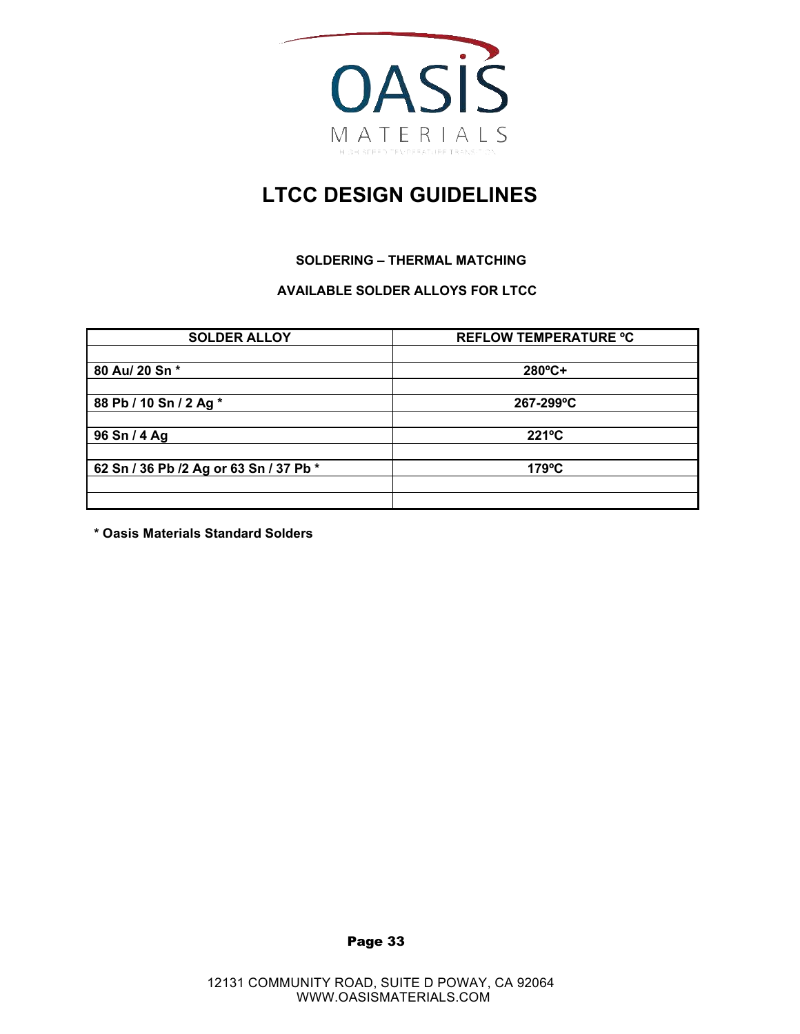# LTCC DESIGN GUIDELINES

**SOLDERING – THERMAL MATCHING**

**AVAILABLE SOLDER ALLOYS FOR LTCC**

| SOLDER ALLOY | REFLOW TEMPERATURE ºC |
|---|---|
| | |
| 80 Au/ 20 Sn * | 280ºC+ |
| | |
| 88 Pb / 10 Sn / 2 Ag * | 267-299ºC |
| | |
| 96 Sn / 4 Ag | 221ºC |
| | |
| 62 Sn / 36 Pb /2 Ag or 63 Sn / 37 Pb * | 179ºC |
| | |
| | |

**\* Oasis Materials Standard Solders**

12131 COMMUNITY ROAD, SUITE D POWAY, CA 92064
WWW.OASISMATERIALS.COM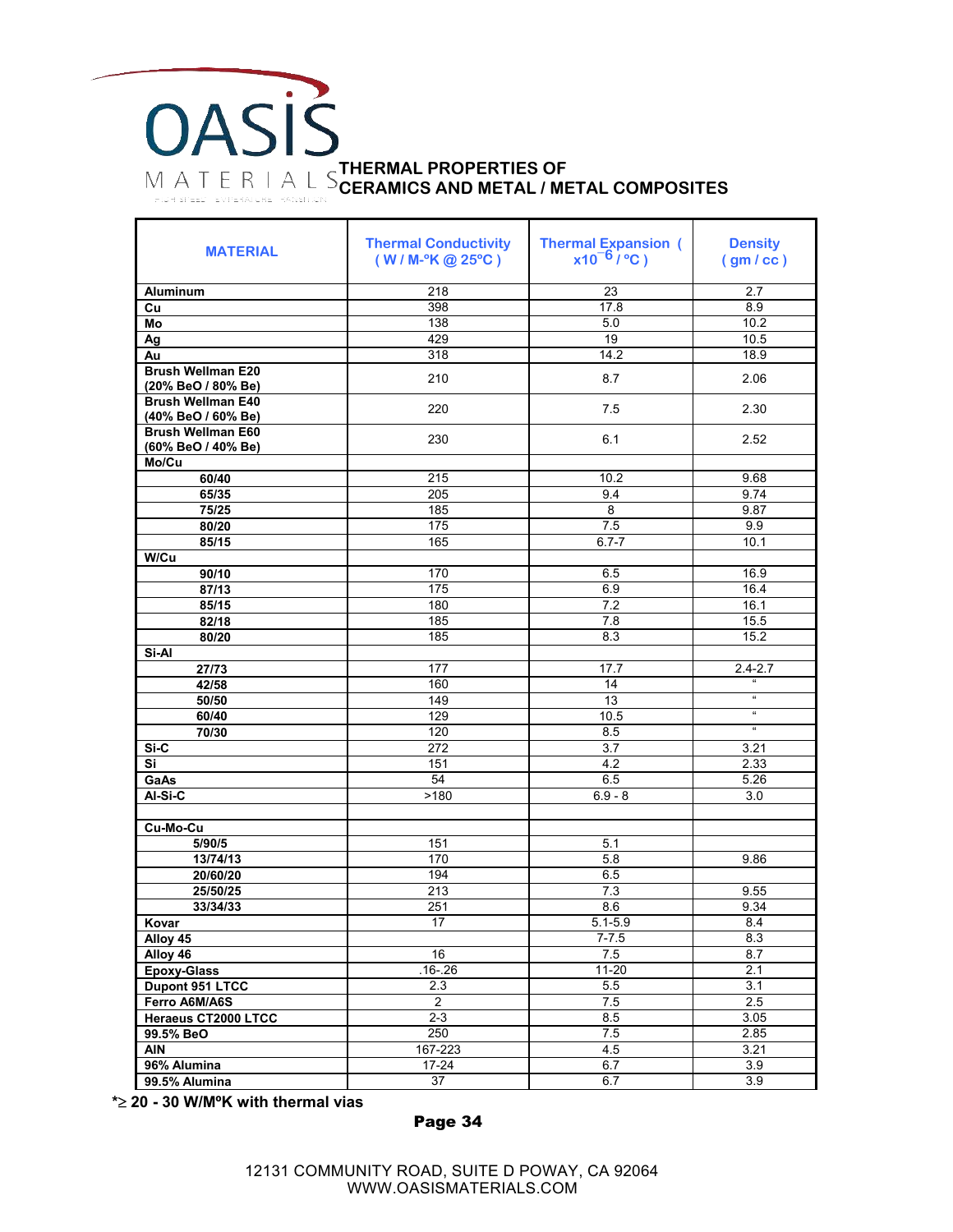OASIS MATERIALS

# THERMAL PROPERTIES OF CERAMICS AND METAL / METAL COMPOSITES

| MATERIAL | Thermal Conductivity ( W / M-°K @ 25°C ) | Thermal Expansion ( $x10^{-6}$ / °C ) | Density ( gm / cc ) |
|---|---|---|---|
| **Aluminum** | 218 | 23 | 2.7 |
| **Cu** | 398 | 17.8 | 8.9 |
| **Mo** | 138 | 5.0 | 10.2 |
| **Ag** | 429 | 19 | 10.5 |
| **Au** | 318 | 14.2 | 18.9 |
| **Brush Wellman E20 (20% BeO / 80% Be)** | 210 | 8.7 | 2.06 |
| **Brush Wellman E40 (40% BeO / 60% Be)** | 220 | 7.5 | 2.30 |
| **Brush Wellman E60 (60% BeO / 40% Be)** | 230 | 6.1 | 2.52 |
| **Mo/Cu** | | | |
| **60/40** | 215 | 10.2 | 9.68 |
| **65/35** | 205 | 9.4 | 9.74 |
| **75/25** | 185 | 8 | 9.87 |
| **80/20** | 175 | 7.5 | 9.9 |
| **85/15** | 165 | 6.7-7 | 10.1 |
| **W/Cu** | | | |
| **90/10** | 170 | 6.5 | 16.9 |
| **87/13** | 175 | 6.9 | 16.4 |
| **85/15** | 180 | 7.2 | 16.1 |
| **82/18** | 185 | 7.8 | 15.5 |
| **80/20** | 185 | 8.3 | 15.2 |
| **Si-Al** | | | |
| **27/73** | 177 | 17.7 | 2.4-2.7 |
| **42/58** | 160 | 14 | " |
| **50/50** | 149 | 13 | " |
| **60/40** | 129 | 10.5 | " |
| **70/30** | 120 | 8.5 | " |
| **Si-C** | 272 | 3.7 | 3.21 |
| **Si** | 151 | 4.2 | 2.33 |
| **GaAs** | 54 | 6.5 | 5.26 |
| **Al-Si-C** | >180 | 6.9 - 8 | 3.0 |
| | | | |
| **Cu-Mo-Cu** | | | |
| **5/90/5** | 151 | 5.1 | |
| **13/74/13** | 170 | 5.8 | 9.86 |
| **20/60/20** | 194 | 6.5 | |
| **25/50/25** | 213 | 7.3 | 9.55 |
| **33/34/33** | 251 | 8.6 | 9.34 |
| **Kovar** | 17 | 5.1-5.9 | 8.4 |
| **Alloy 45** | | 7-7.5 | 8.3 |
| **Alloy 46** | 16 | 7.5 | 8.7 |
| **Epoxy-Glass** | .16-.26 | 11-20 | 2.1 |
| **Dupont 951 LTCC** | 2.3 | 5.5 | 3.1 |
| **Ferro A6M/A6S** | 2 | 7.5 | 2.5 |
| **Heraeus CT2000 LTCC** | 2-3 | 8.5 | 3.05 |
| **99.5% BeO** | 250 | 7.5 | 2.85 |
| **AlN** | 167-223 | 4.5 | 3.21 |
| **96% Alumina** | 17-24 | 6.7 | 3.9 |
| **99.5% Alumina** | 37 | 6.7 | 3.9 |

**\*≥ 20 - 30 W/M°K with thermal vias**

12131 COMMUNITY ROAD, SUITE D POWAY, CA 92064
WWW.OASISMATERIALS.COM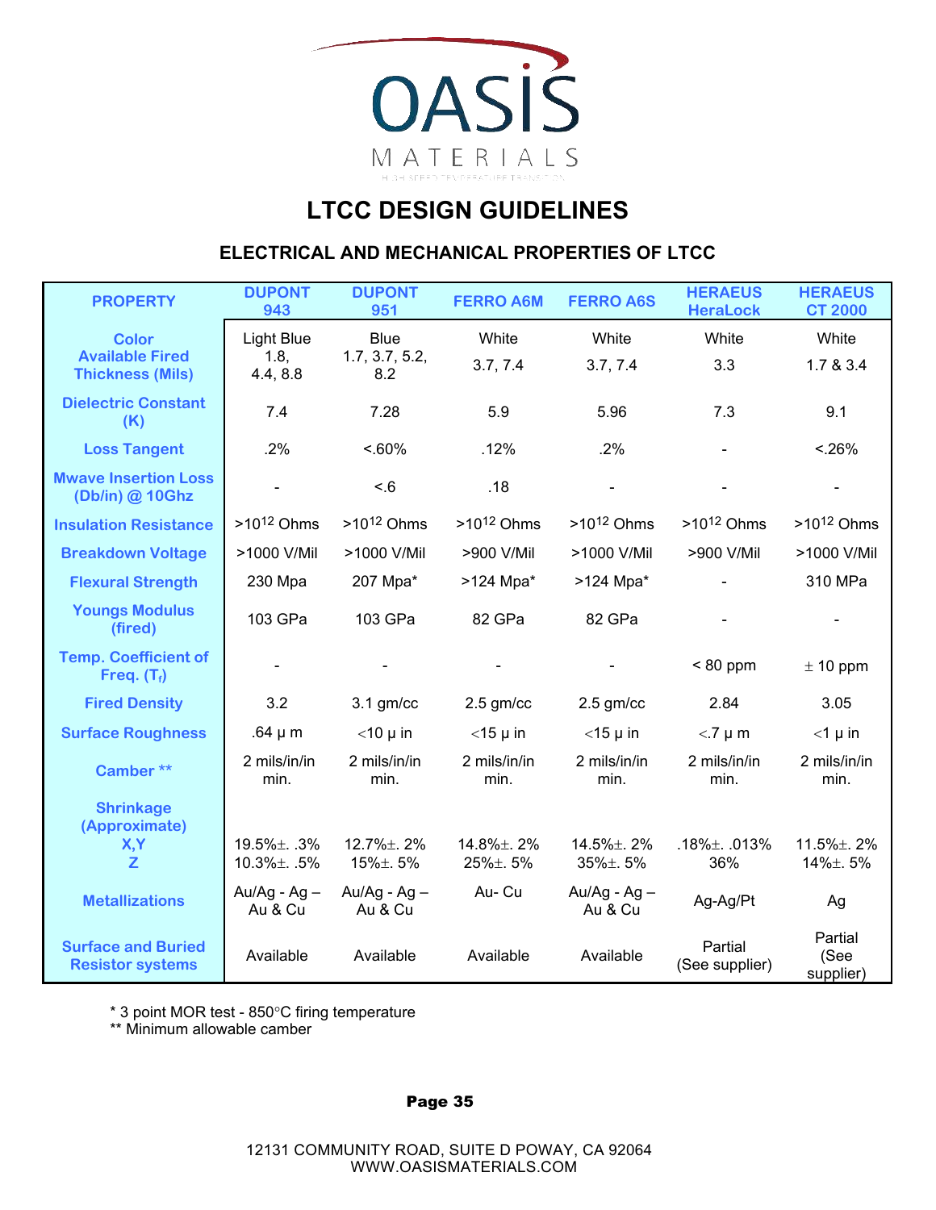OASIS MATERIALS

# LTCC DESIGN GUIDELINES

## ELECTRICAL AND MECHANICAL PROPERTIES OF LTCC

| PROPERTY | DUPONT 943 | DUPONT 951 | FERRO A6M | FERRO A6S | HERAEUS HeraLock | HERAEUS CT 2000 |
|---|---|---|---|---|---|---|
| Color | Light Blue | Blue | White | White | White | White |
| Available Fired Thickness (Mils) | 1.8, 4.4, 8.8 | 1.7, 3.7, 5.2, 8.2 | 3.7, 7.4 | 3.7, 7.4 | 3.3 | 1.7 & 3.4 |
| Dielectric Constant (K) | 7.4 | 7.28 | 5.9 | 5.96 | 7.3 | 9.1 |
| Loss Tangent | .2% | <.60% | .12% | .2% | - | <.26% |
| Mwave Insertion Loss (Db/in) @ 10Ghz | - | <.6 | .18 | - | - | - |
| Insulation Resistance | $>10^{12}$ Ohms | $>10^{12}$ Ohms | $>10^{12}$ Ohms | $>10^{12}$ Ohms | $>10^{12}$ Ohms | $>10^{12}$ Ohms |
| Breakdown Voltage | >1000 V/Mil | >1000 V/Mil | >900 V/Mil | >1000 V/Mil | >900 V/Mil | >1000 V/Mil |
| Flexural Strength | 230 Mpa | 207 Mpa* | >124 Mpa* | >124 Mpa* | - | 310 MPa |
| Youngs Modulus (fired) | 103 GPa | 103 GPa | 82 GPa | 82 GPa | - | - |
| Temp. Coefficient of Freq. ($T_f$) | - | - | - | - | < 80 ppm | ± 10 ppm |
| Fired Density | 3.2 | 3.1 gm/cc | 2.5 gm/cc | 2.5 gm/cc | 2.84 | 3.05 |
| Surface Roughness | .64 μ m | <10 μ in | <15 μ in | <15 μ in | <.7 μ m | <1 μ in |
| Camber ** | 2 mils/in/in min. | 2 mils/in/in min. | 2 mils/in/in min. | 2 mils/in/in min. | 2 mils/in/in min. | 2 mils/in/in min. |
| Shrinkage (Approximate) X,Y | 19.5%±. .3% | 12.7%±. 2% | 14.8%±. 2% | 14.5%±. 2% | .18%±. .013% | 11.5%±. 2% |
| Shrinkage (Approximate) Z | 10.3%±. .5% | 15%±. 5% | 25%±. 5% | 35%±. 5% | 36% | 14%±. 5% |
| Metallizations | Au/Ag - Ag – Au & Cu | Au/Ag - Ag – Au & Cu | Au- Cu | Au/Ag - Ag – Au & Cu | Ag-Ag/Pt | Ag |
| Surface and Buried Resistor systems | Available | Available | Available | Available | Partial (See supplier) | Partial (See supplier) |

\* 3 point MOR test - 850°C firing temperature
\*\* Minimum allowable camber

12131 COMMUNITY ROAD, SUITE D POWAY, CA 92064
WWW.OASISMATERIALS.COM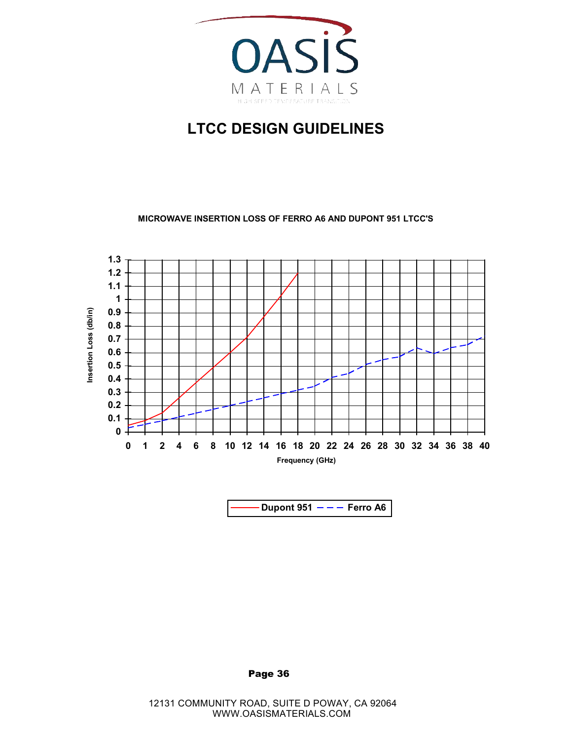# LTCC DESIGN GUIDELINES

**MICROWAVE INSERTION LOSS OF FERRO A6 AND DUPONT 951 LTCC'S**

Insertion Loss (db/in)

1.3
1.2
1.1
1
0.9
0.8
0.7
0.6
0.5
0.4
0.3
0.2
0.1
0

0 1 2 4 6 8 10 12 14 16 18 20 22 24 26 28 30 32 34 36 38 40

Frequency (GHz)

Dupont 951 — Ferro A6

12131 COMMUNITY ROAD, SUITE D POWAY, CA 92064
WWW.OASISMATERIALS.COM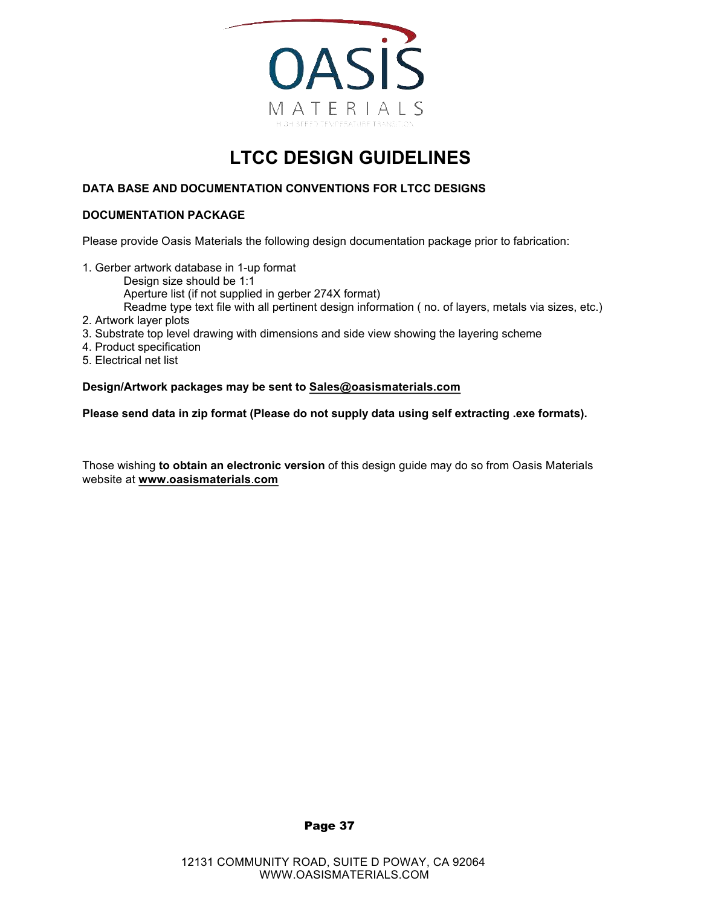# LTCC DESIGN GUIDELINES

**DATA BASE AND DOCUMENTATION CONVENTIONS FOR LTCC DESIGNS**

**DOCUMENTATION PACKAGE**

Please provide Oasis Materials the following design documentation package prior to fabrication:

1. Gerber artwork database in 1-up format
   - Design size should be 1:1
   - Aperture list (if not supplied in gerber 274X format)
   - Readme type text file with all pertinent design information ( no. of layers, metals via sizes, etc.)
2. Artwork layer plots
3. Substrate top level drawing with dimensions and side view showing the layering scheme
4. Product specification
5. Electrical net list

**Design/Artwork packages may be sent to Sales@oasismaterials.com**

**Please send data in zip format (Please do not supply data using self extracting .exe formats).**

Those wishing **to obtain an electronic version** of this design guide may do so from Oasis Materials website at **www.oasismaterials.com**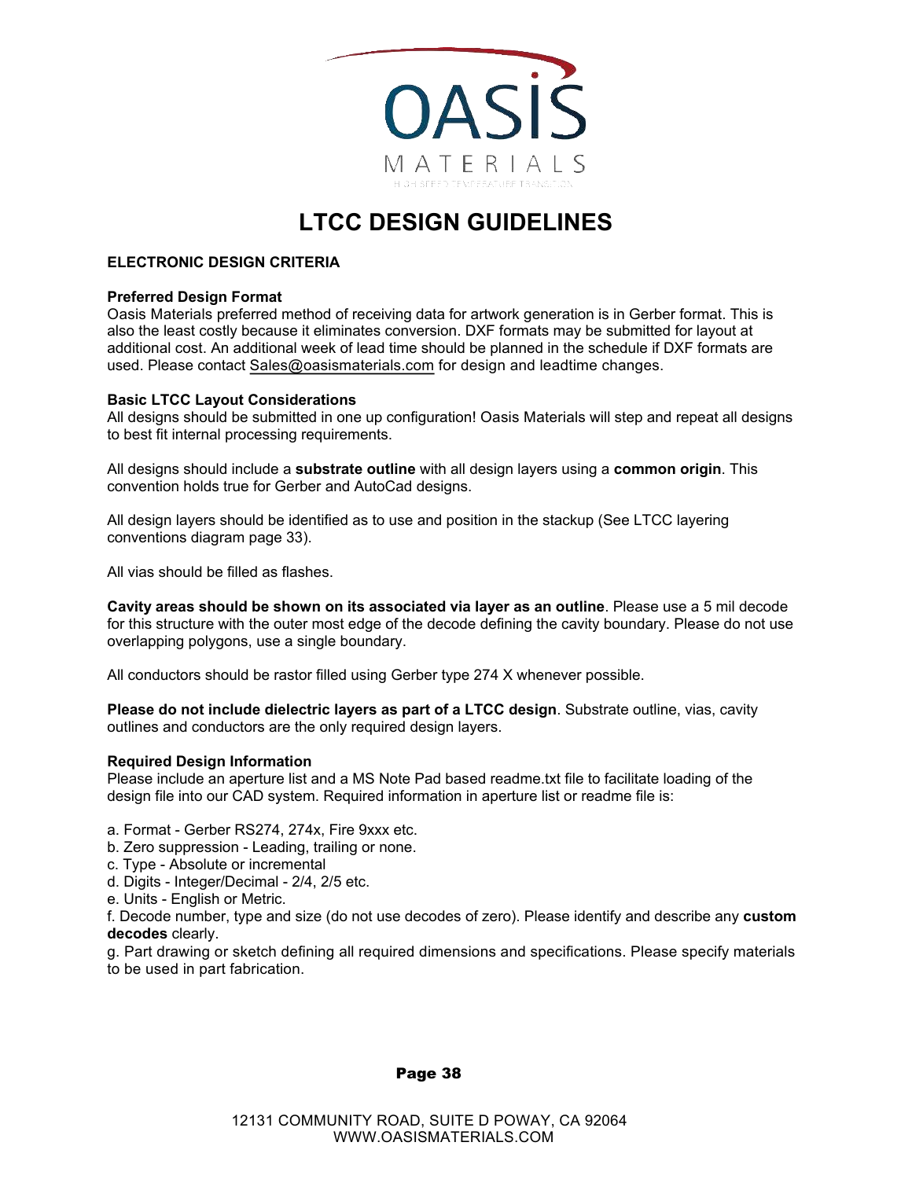# LTCC DESIGN GUIDELINES

## ELECTRONIC DESIGN CRITERIA

### Preferred Design Format

Oasis Materials preferred method of receiving data for artwork generation is in Gerber format. This is also the least costly because it eliminates conversion. DXF formats may be submitted for layout at additional cost. An additional week of lead time should be planned in the schedule if DXF formats are used. Please contact Sales@oasismaterials.com for design and leadtime changes.

### Basic LTCC Layout Considerations

All designs should be submitted in one up configuration! Oasis Materials will step and repeat all designs to best fit internal processing requirements.

All designs should include a **substrate outline** with all design layers using a **common origin**. This convention holds true for Gerber and AutoCad designs.

All design layers should be identified as to use and position in the stackup (See LTCC layering conventions diagram page 33).

All vias should be filled as flashes.

**Cavity areas should be shown on its associated via layer as an outline**. Please use a 5 mil decode for this structure with the outer most edge of the decode defining the cavity boundary. Please do not use overlapping polygons, use a single boundary.

All conductors should be rastor filled using Gerber type 274 X whenever possible.

**Please do not include dielectric layers as part of a LTCC design**. Substrate outline, vias, cavity outlines and conductors are the only required design layers.

### Required Design Information

Please include an aperture list and a MS Note Pad based readme.txt file to facilitate loading of the design file into our CAD system. Required information in aperture list or readme file is:

a. Format - Gerber RS274, 274x, Fire 9xxx etc.
b. Zero suppression - Leading, trailing or none.
c. Type - Absolute or incremental
d. Digits - Integer/Decimal - 2/4, 2/5 etc.
e. Units - English or Metric.
f. Decode number, type and size (do not use decodes of zero). Please identify and describe any **custom decodes** clearly.
g. Part drawing or sketch defining all required dimensions and specifications. Please specify materials to be used in part fabrication.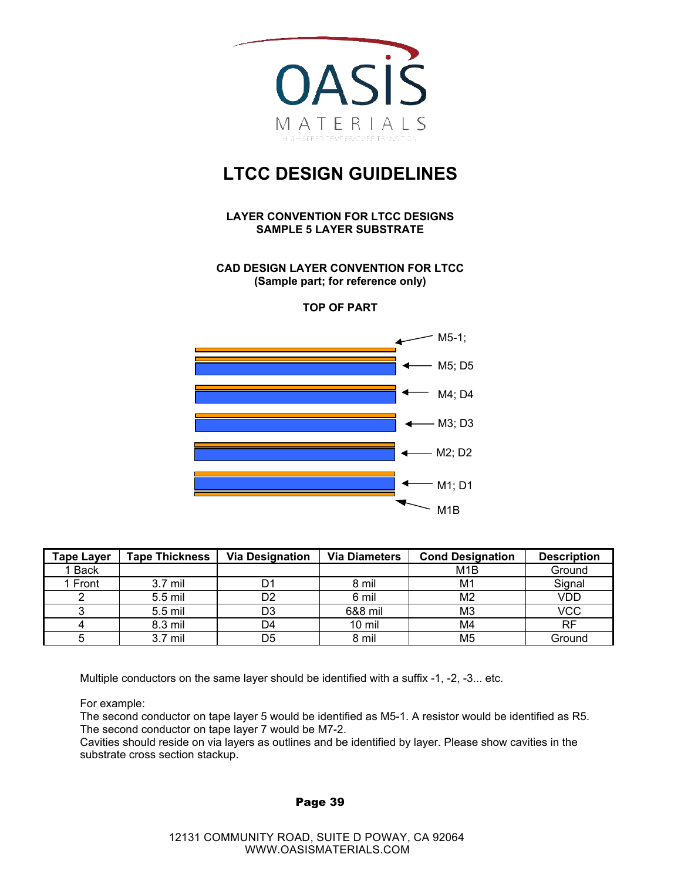# LTCC DESIGN GUIDELINES

**LAYER CONVENTION FOR LTCC DESIGNS**
**SAMPLE 5 LAYER SUBSTRATE**

**CAD DESIGN LAYER CONVENTION FOR LTCC**
**(Sample part; for reference only)**

**TOP OF PART**

M5-1;
M5; D5
M4; D4
M3; D3
M2; D2
M1; D1
M1B

| Tape Layer | Tape Thickness | Via Designation | Via Diameters | Cond Designation | Description |
|---|---|---|---|---|---|
| 1 Back | | | | M1B | Ground |
| 1 Front | 3.7 mil | D1 | 8 mil | M1 | Signal |
| 2 | 5.5 mil | D2 | 6 mil | M2 | VDD |
| 3 | 5.5 mil | D3 | 6&8 mil | M3 | VCC |
| 4 | 8.3 mil | D4 | 10 mil | M4 | RF |
| 5 | 3.7 mil | D5 | 8 mil | M5 | Ground |

Multiple conductors on the same layer should be identified with a suffix -1, -2, -3... etc.

For example:
The second conductor on tape layer 5 would be identified as M5-1. A resistor would be identified as R5.
The second conductor on tape layer 7 would be M7-2.
Cavities should reside on via layers as outlines and be identified by layer. Please show cavities in the substrate cross section stackup.

12131 COMMUNITY ROAD, SUITE D POWAY, CA 92064
WWW.OASISMATERIALS.COM